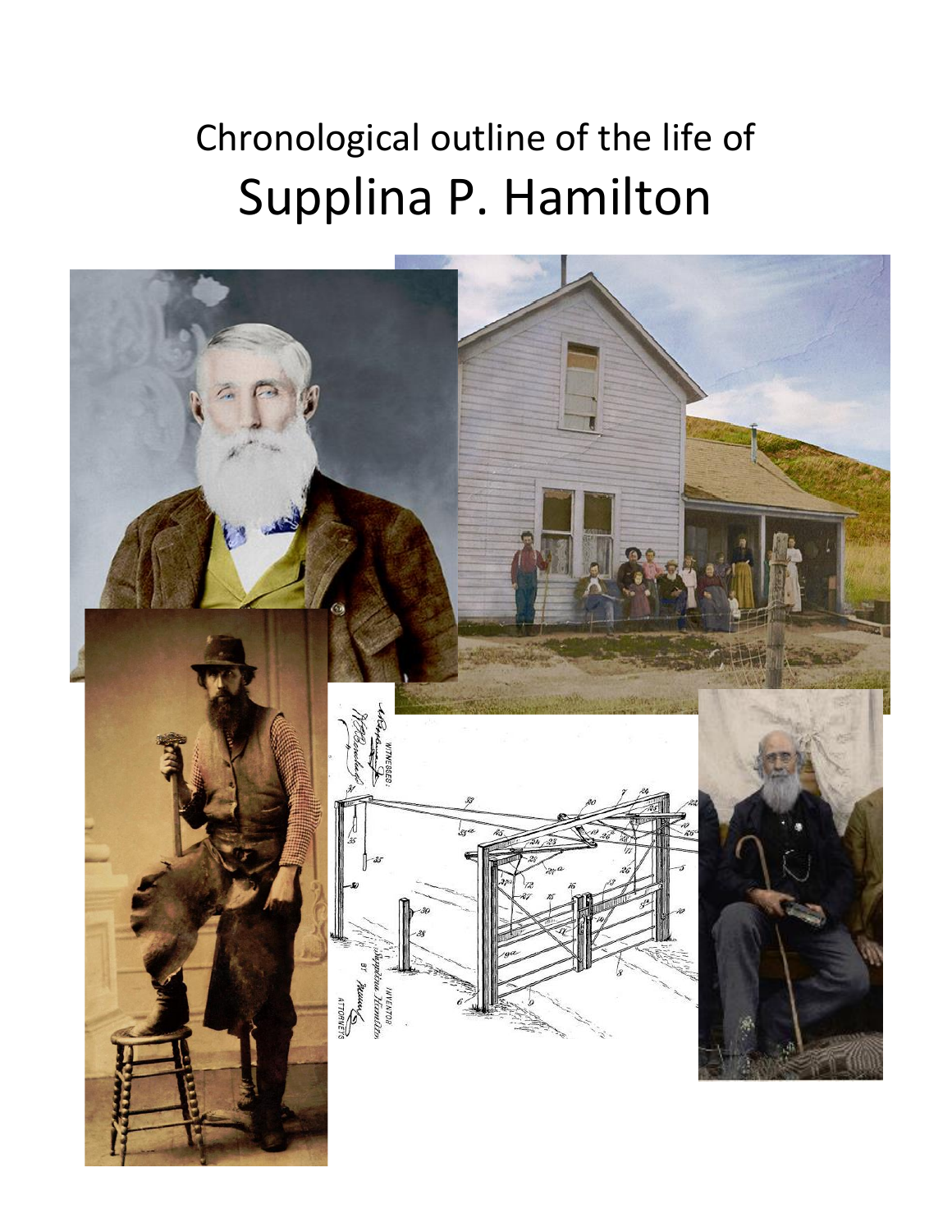Chronological outline of the life of

# Supplina P. Hamilton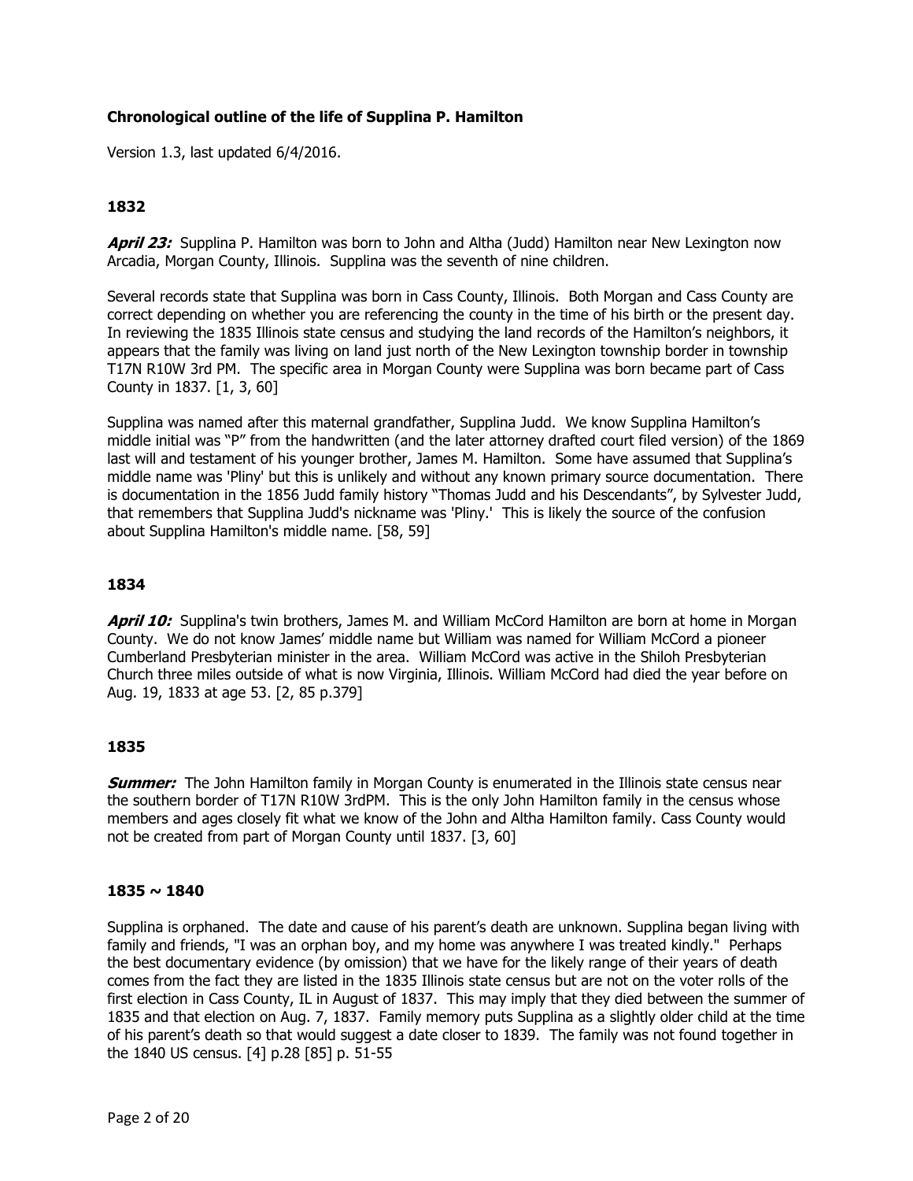### Chronological outline of the life of Supplina P. Hamilton

Version 1.3, last updated 6/4/2016.

#### 1832

***April 23:*** Supplina P. Hamilton was born to John and Altha (Judd) Hamilton near New Lexington now Arcadia, Morgan County, Illinois. Supplina was the seventh of nine children.

Several records state that Supplina was born in Cass County, Illinois. Both Morgan and Cass County are correct depending on whether you are referencing the county in the time of his birth or the present day. In reviewing the 1835 Illinois state census and studying the land records of the Hamilton's neighbors, it appears that the family was living on land just north of the New Lexington township border in township T17N R10W 3rd PM. The specific area in Morgan County were Supplina was born became part of Cass County in 1837. [1, 3, 60]

Supplina was named after this maternal grandfather, Supplina Judd. We know Supplina Hamilton's middle initial was "P" from the handwritten (and the later attorney drafted court filed version) of the 1869 last will and testament of his younger brother, James M. Hamilton. Some have assumed that Supplina's middle name was 'Pliny' but this is unlikely and without any known primary source documentation. There is documentation in the 1856 Judd family history "Thomas Judd and his Descendants", by Sylvester Judd, that remembers that Supplina Judd's nickname was 'Pliny.' This is likely the source of the confusion about Supplina Hamilton's middle name. [58, 59]

#### 1834

***April 10:*** Supplina's twin brothers, James M. and William McCord Hamilton are born at home in Morgan County. We do not know James' middle name but William was named for William McCord a pioneer Cumberland Presbyterian minister in the area. William McCord was active in the Shiloh Presbyterian Church three miles outside of what is now Virginia, Illinois. William McCord had died the year before on Aug. 19, 1833 at age 53. [2, 85 p.379]

#### 1835

***Summer:*** The John Hamilton family in Morgan County is enumerated in the Illinois state census near the southern border of T17N R10W 3rdPM. This is the only John Hamilton family in the census whose members and ages closely fit what we know of the John and Altha Hamilton family. Cass County would not be created from part of Morgan County until 1837. [3, 60]

#### 1835 ~ 1840

Supplina is orphaned. The date and cause of his parent's death are unknown. Supplina began living with family and friends, "I was an orphan boy, and my home was anywhere I was treated kindly." Perhaps the best documentary evidence (by omission) that we have for the likely range of their years of death comes from the fact they are listed in the 1835 Illinois state census but are not on the voter rolls of the first election in Cass County, IL in August of 1837. This may imply that they died between the summer of 1835 and that election on Aug. 7, 1837. Family memory puts Supplina as a slightly older child at the time of his parent's death so that would suggest a date closer to 1839. The family was not found together in the 1840 US census. [4] p.28 [85] p. 51-55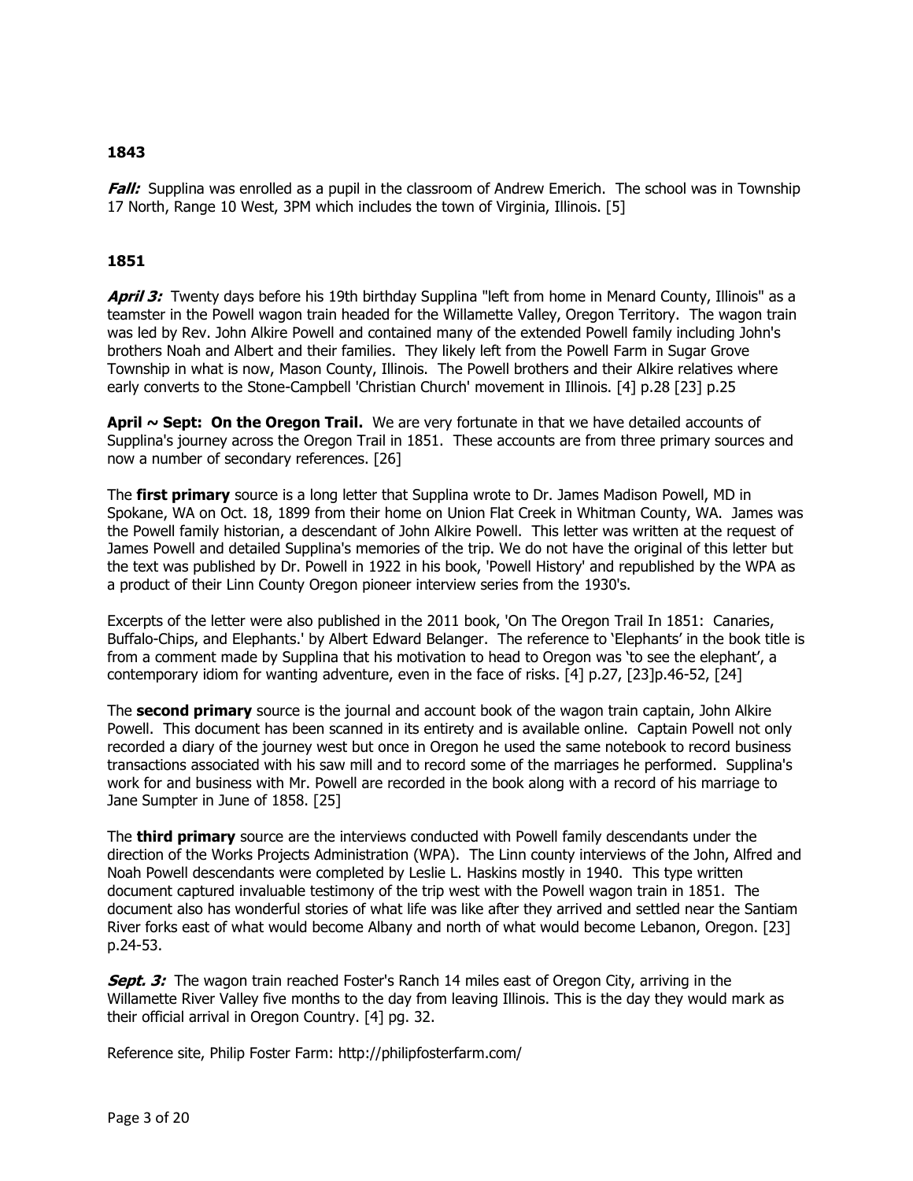**1843**

***Fall:*** Supplina was enrolled as a pupil in the classroom of Andrew Emerich. The school was in Township 17 North, Range 10 West, 3PM which includes the town of Virginia, Illinois. [5]

**1851**

***April 3:*** Twenty days before his 19th birthday Supplina "left from home in Menard County, Illinois" as a teamster in the Powell wagon train headed for the Willamette Valley, Oregon Territory. The wagon train was led by Rev. John Alkire Powell and contained many of the extended Powell family including John's brothers Noah and Albert and their families. They likely left from the Powell Farm in Sugar Grove Township in what is now, Mason County, Illinois. The Powell brothers and their Alkire relatives where early converts to the Stone-Campbell 'Christian Church' movement in Illinois. [4] p.28 [23] p.25

**April ~ Sept: On the Oregon Trail.** We are very fortunate in that we have detailed accounts of Supplina's journey across the Oregon Trail in 1851. These accounts are from three primary sources and now a number of secondary references. [26]

The **first primary** source is a long letter that Supplina wrote to Dr. James Madison Powell, MD in Spokane, WA on Oct. 18, 1899 from their home on Union Flat Creek in Whitman County, WA. James was the Powell family historian, a descendant of John Alkire Powell. This letter was written at the request of James Powell and detailed Supplina's memories of the trip. We do not have the original of this letter but the text was published by Dr. Powell in 1922 in his book, 'Powell History' and republished by the WPA as a product of their Linn County Oregon pioneer interview series from the 1930's.

Excerpts of the letter were also published in the 2011 book, 'On The Oregon Trail In 1851: Canaries, Buffalo-Chips, and Elephants.' by Albert Edward Belanger. The reference to 'Elephants' in the book title is from a comment made by Supplina that his motivation to head to Oregon was 'to see the elephant', a contemporary idiom for wanting adventure, even in the face of risks. [4] p.27, [23]p.46-52, [24]

The **second primary** source is the journal and account book of the wagon train captain, John Alkire Powell. This document has been scanned in its entirety and is available online. Captain Powell not only recorded a diary of the journey west but once in Oregon he used the same notebook to record business transactions associated with his saw mill and to record some of the marriages he performed. Supplina's work for and business with Mr. Powell are recorded in the book along with a record of his marriage to Jane Sumpter in June of 1858. [25]

The **third primary** source are the interviews conducted with Powell family descendants under the direction of the Works Projects Administration (WPA). The Linn county interviews of the John, Alfred and Noah Powell descendants were completed by Leslie L. Haskins mostly in 1940. This type written document captured invaluable testimony of the trip west with the Powell wagon train in 1851. The document also has wonderful stories of what life was like after they arrived and settled near the Santiam River forks east of what would become Albany and north of what would become Lebanon, Oregon. [23] p.24-53.

***Sept. 3:*** The wagon train reached Foster's Ranch 14 miles east of Oregon City, arriving in the Willamette River Valley five months to the day from leaving Illinois. This is the day they would mark as their official arrival in Oregon Country. [4] pg. 32.

Reference site, Philip Foster Farm: http://philipfosterfarm.com/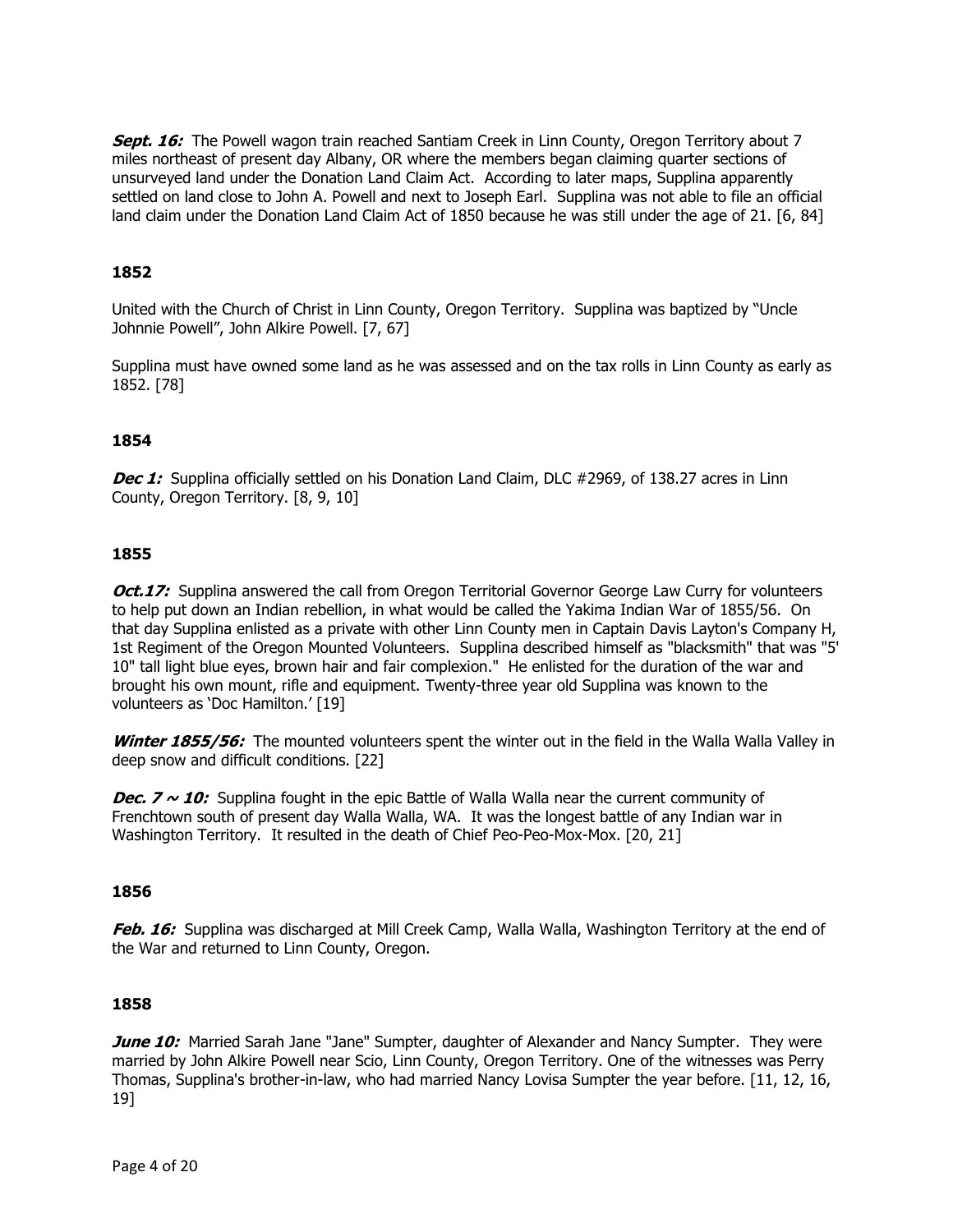***Sept. 16:*** The Powell wagon train reached Santiam Creek in Linn County, Oregon Territory about 7 miles northeast of present day Albany, OR where the members began claiming quarter sections of unsurveyed land under the Donation Land Claim Act. According to later maps, Supplina apparently settled on land close to John A. Powell and next to Joseph Earl. Supplina was not able to file an official land claim under the Donation Land Claim Act of 1850 because he was still under the age of 21. [6, 84]

**1852**

United with the Church of Christ in Linn County, Oregon Territory. Supplina was baptized by "Uncle Johnnie Powell", John Alkire Powell. [7, 67]

Supplina must have owned some land as he was assessed and on the tax rolls in Linn County as early as 1852. [78]

**1854**

***Dec 1:*** Supplina officially settled on his Donation Land Claim, DLC #2969, of 138.27 acres in Linn County, Oregon Territory. [8, 9, 10]

**1855**

***Oct.17:*** Supplina answered the call from Oregon Territorial Governor George Law Curry for volunteers to help put down an Indian rebellion, in what would be called the Yakima Indian War of 1855/56. On that day Supplina enlisted as a private with other Linn County men in Captain Davis Layton's Company H, 1st Regiment of the Oregon Mounted Volunteers. Supplina described himself as "blacksmith" that was "5' 10" tall light blue eyes, brown hair and fair complexion." He enlisted for the duration of the war and brought his own mount, rifle and equipment. Twenty-three year old Supplina was known to the volunteers as 'Doc Hamilton.' [19]

***Winter 1855/56:*** The mounted volunteers spent the winter out in the field in the Walla Walla Valley in deep snow and difficult conditions. [22]

***Dec. 7 ~ 10:*** Supplina fought in the epic Battle of Walla Walla near the current community of Frenchtown south of present day Walla Walla, WA. It was the longest battle of any Indian war in Washington Territory. It resulted in the death of Chief Peo-Peo-Mox-Mox. [20, 21]

**1856**

***Feb. 16:*** Supplina was discharged at Mill Creek Camp, Walla Walla, Washington Territory at the end of the War and returned to Linn County, Oregon.

**1858**

***June 10:*** Married Sarah Jane "Jane" Sumpter, daughter of Alexander and Nancy Sumpter. They were married by John Alkire Powell near Scio, Linn County, Oregon Territory. One of the witnesses was Perry Thomas, Supplina's brother-in-law, who had married Nancy Lovisa Sumpter the year before. [11, 12, 16, 19]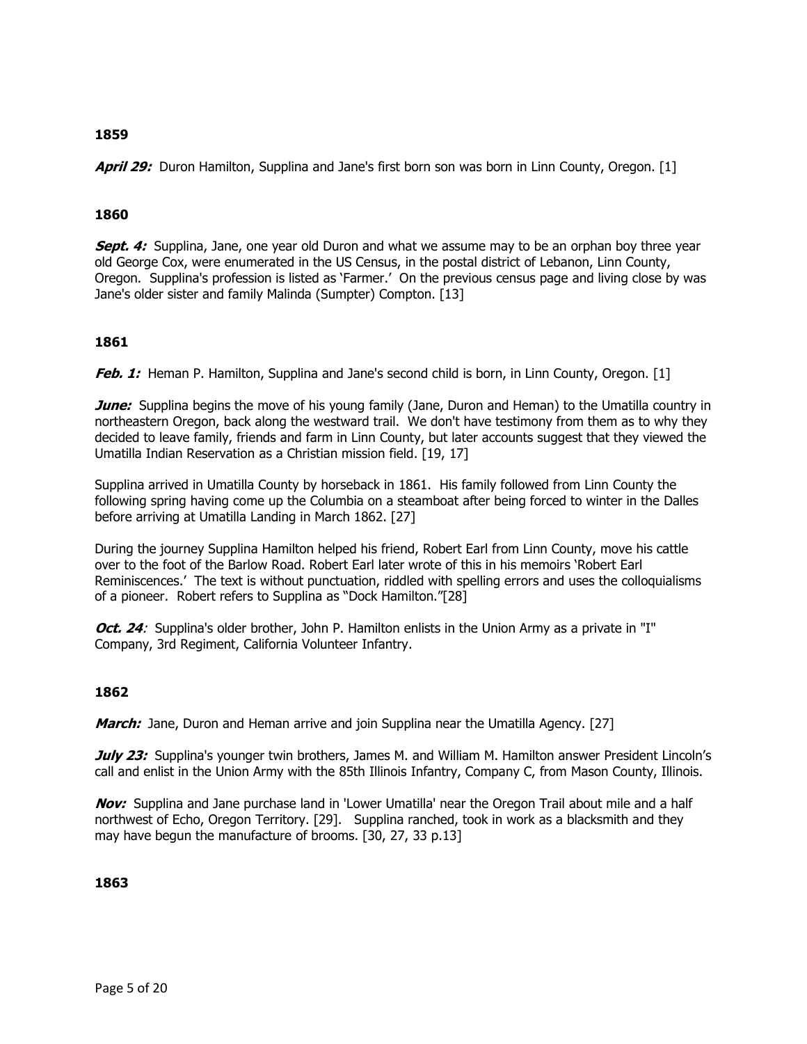**1859**

***April 29:*** Duron Hamilton, Supplina and Jane's first born son was born in Linn County, Oregon. [1]

**1860**

***Sept. 4:*** Supplina, Jane, one year old Duron and what we assume may to be an orphan boy three year old George Cox, were enumerated in the US Census, in the postal district of Lebanon, Linn County, Oregon. Supplina's profession is listed as 'Farmer.' On the previous census page and living close by was Jane's older sister and family Malinda (Sumpter) Compton. [13]

**1861**

***Feb. 1:*** Heman P. Hamilton, Supplina and Jane's second child is born, in Linn County, Oregon. [1]

***June:*** Supplina begins the move of his young family (Jane, Duron and Heman) to the Umatilla country in northeastern Oregon, back along the westward trail. We don't have testimony from them as to why they decided to leave family, friends and farm in Linn County, but later accounts suggest that they viewed the Umatilla Indian Reservation as a Christian mission field. [19, 17]

Supplina arrived in Umatilla County by horseback in 1861. His family followed from Linn County the following spring having come up the Columbia on a steamboat after being forced to winter in the Dalles before arriving at Umatilla Landing in March 1862. [27]

During the journey Supplina Hamilton helped his friend, Robert Earl from Linn County, move his cattle over to the foot of the Barlow Road. Robert Earl later wrote of this in his memoirs 'Robert Earl Reminiscences.' The text is without punctuation, riddled with spelling errors and uses the colloquialisms of a pioneer. Robert refers to Supplina as "Dock Hamilton."[28]

***Oct. 24:*** Supplina's older brother, John P. Hamilton enlists in the Union Army as a private in "I" Company, 3rd Regiment, California Volunteer Infantry.

**1862**

***March:*** Jane, Duron and Heman arrive and join Supplina near the Umatilla Agency. [27]

***July 23:*** Supplina's younger twin brothers, James M. and William M. Hamilton answer President Lincoln's call and enlist in the Union Army with the 85th Illinois Infantry, Company C, from Mason County, Illinois.

***Nov:*** Supplina and Jane purchase land in 'Lower Umatilla' near the Oregon Trail about mile and a half northwest of Echo, Oregon Territory. [29]. Supplina ranched, took in work as a blacksmith and they may have begun the manufacture of brooms. [30, 27, 33 p.13]

**1863**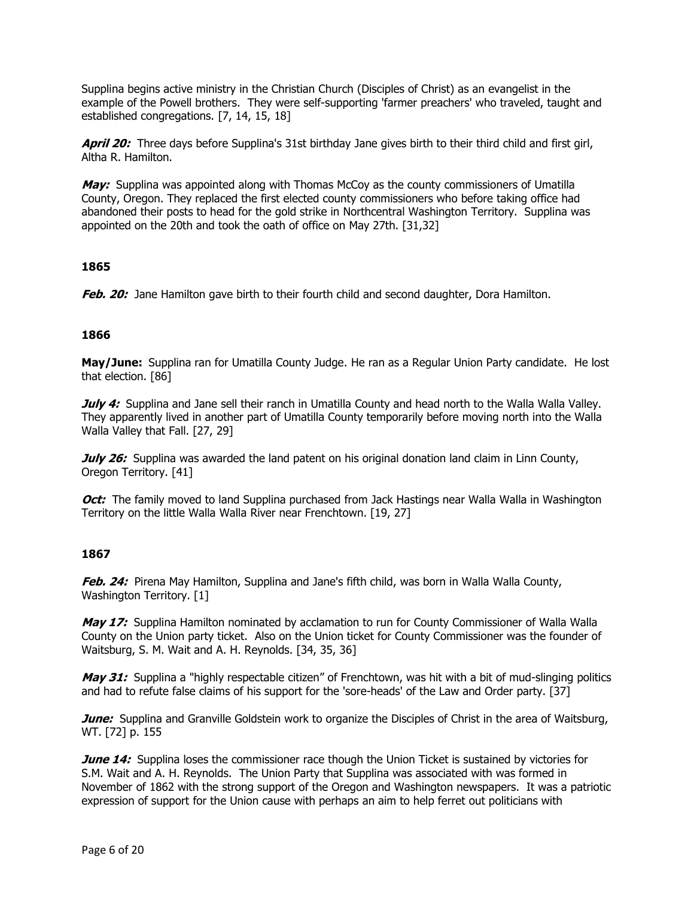Supplina begins active ministry in the Christian Church (Disciples of Christ) as an evangelist in the example of the Powell brothers. They were self-supporting 'farmer preachers' who traveled, taught and established congregations. [7, 14, 15, 18]

***April 20:*** Three days before Supplina's 31st birthday Jane gives birth to their third child and first girl, Altha R. Hamilton.

***May:*** Supplina was appointed along with Thomas McCoy as the county commissioners of Umatilla County, Oregon. They replaced the first elected county commissioners who before taking office had abandoned their posts to head for the gold strike in Northcentral Washington Territory. Supplina was appointed on the 20th and took the oath of office on May 27th. [31,32]

**1865**

***Feb. 20:*** Jane Hamilton gave birth to their fourth child and second daughter, Dora Hamilton.

**1866**

**May/June:** Supplina ran for Umatilla County Judge. He ran as a Regular Union Party candidate. He lost that election. [86]

***July 4:*** Supplina and Jane sell their ranch in Umatilla County and head north to the Walla Walla Valley. They apparently lived in another part of Umatilla County temporarily before moving north into the Walla Walla Valley that Fall. [27, 29]

***July 26:*** Supplina was awarded the land patent on his original donation land claim in Linn County, Oregon Territory. [41]

***Oct:*** The family moved to land Supplina purchased from Jack Hastings near Walla Walla in Washington Territory on the little Walla Walla River near Frenchtown. [19, 27]

**1867**

***Feb. 24:*** Pirena May Hamilton, Supplina and Jane's fifth child, was born in Walla Walla County, Washington Territory. [1]

***May 17:*** Supplina Hamilton nominated by acclamation to run for County Commissioner of Walla Walla County on the Union party ticket. Also on the Union ticket for County Commissioner was the founder of Waitsburg, S. M. Wait and A. H. Reynolds. [34, 35, 36]

***May 31:*** Supplina a "highly respectable citizen" of Frenchtown, was hit with a bit of mud-slinging politics and had to refute false claims of his support for the 'sore-heads' of the Law and Order party. [37]

***June:*** Supplina and Granville Goldstein work to organize the Disciples of Christ in the area of Waitsburg, WT. [72] p. 155

***June 14:*** Supplina loses the commissioner race though the Union Ticket is sustained by victories for S.M. Wait and A. H. Reynolds. The Union Party that Supplina was associated with was formed in November of 1862 with the strong support of the Oregon and Washington newspapers. It was a patriotic expression of support for the Union cause with perhaps an aim to help ferret out politicians with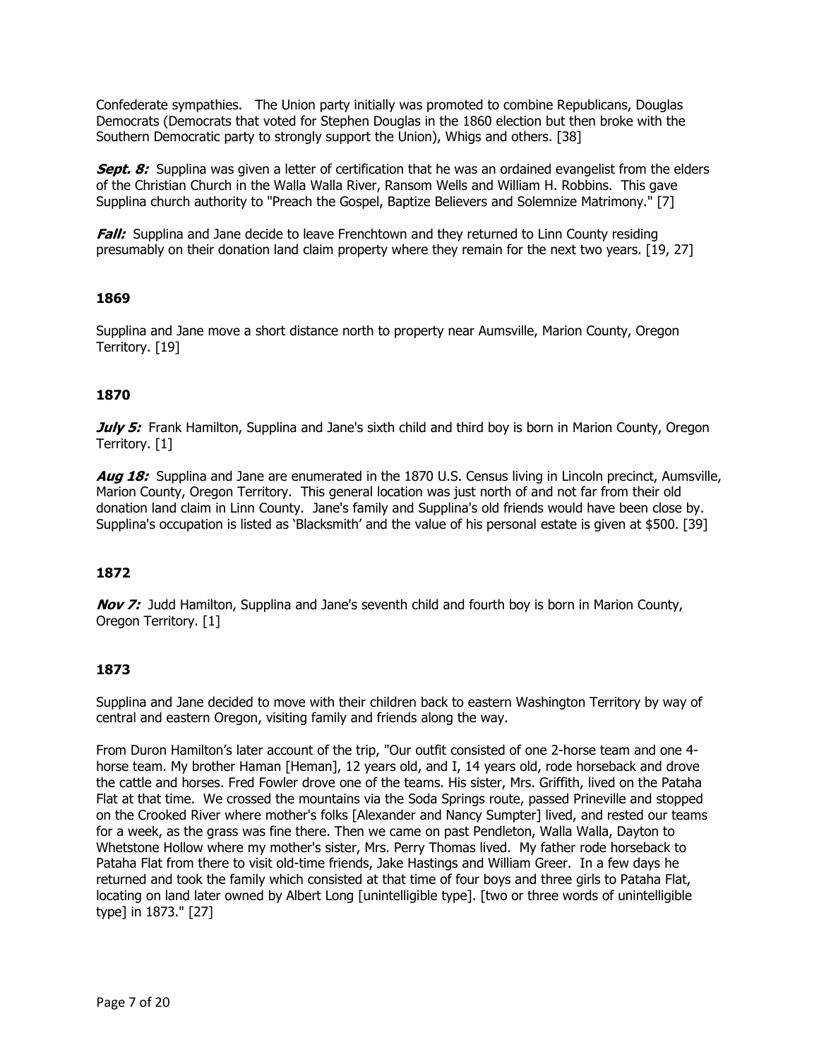Confederate sympathies. The Union party initially was promoted to combine Republicans, Douglas Democrats (Democrats that voted for Stephen Douglas in the 1860 election but then broke with the Southern Democratic party to strongly support the Union), Whigs and others. [38]

***Sept. 8:*** Supplina was given a letter of certification that he was an ordained evangelist from the elders of the Christian Church in the Walla Walla River, Ransom Wells and William H. Robbins. This gave Supplina church authority to "Preach the Gospel, Baptize Believers and Solemnize Matrimony." [7]

***Fall:*** Supplina and Jane decide to leave Frenchtown and they returned to Linn County residing presumably on their donation land claim property where they remain for the next two years. [19, 27]

### 1869

Supplina and Jane move a short distance north to property near Aumsville, Marion County, Oregon Territory. [19]

### 1870

***July 5:*** Frank Hamilton, Supplina and Jane's sixth child and third boy is born in Marion County, Oregon Territory. [1]

***Aug 18:*** Supplina and Jane are enumerated in the 1870 U.S. Census living in Lincoln precinct, Aumsville, Marion County, Oregon Territory. This general location was just north of and not far from their old donation land claim in Linn County. Jane's family and Supplina's old friends would have been close by. Supplina's occupation is listed as 'Blacksmith' and the value of his personal estate is given at $500. [39]

### 1872

***Nov 7:*** Judd Hamilton, Supplina and Jane's seventh child and fourth boy is born in Marion County, Oregon Territory. [1]

### 1873

Supplina and Jane decided to move with their children back to eastern Washington Territory by way of central and eastern Oregon, visiting family and friends along the way.

From Duron Hamilton's later account of the trip, "Our outfit consisted of one 2-horse team and one 4-horse team. My brother Haman [Heman], 12 years old, and I, 14 years old, rode horseback and drove the cattle and horses. Fred Fowler drove one of the teams. His sister, Mrs. Griffith, lived on the Pataha Flat at that time. We crossed the mountains via the Soda Springs route, passed Prineville and stopped on the Crooked River where mother's folks [Alexander and Nancy Sumpter] lived, and rested our teams for a week, as the grass was fine there. Then we came on past Pendleton, Walla Walla, Dayton to Whetstone Hollow where my mother's sister, Mrs. Perry Thomas lived. My father rode horseback to Pataha Flat from there to visit old-time friends, Jake Hastings and William Greer. In a few days he returned and took the family which consisted at that time of four boys and three girls to Pataha Flat, locating on land later owned by Albert Long [unintelligible type]. [two or three words of unintelligible type] in 1873." [27]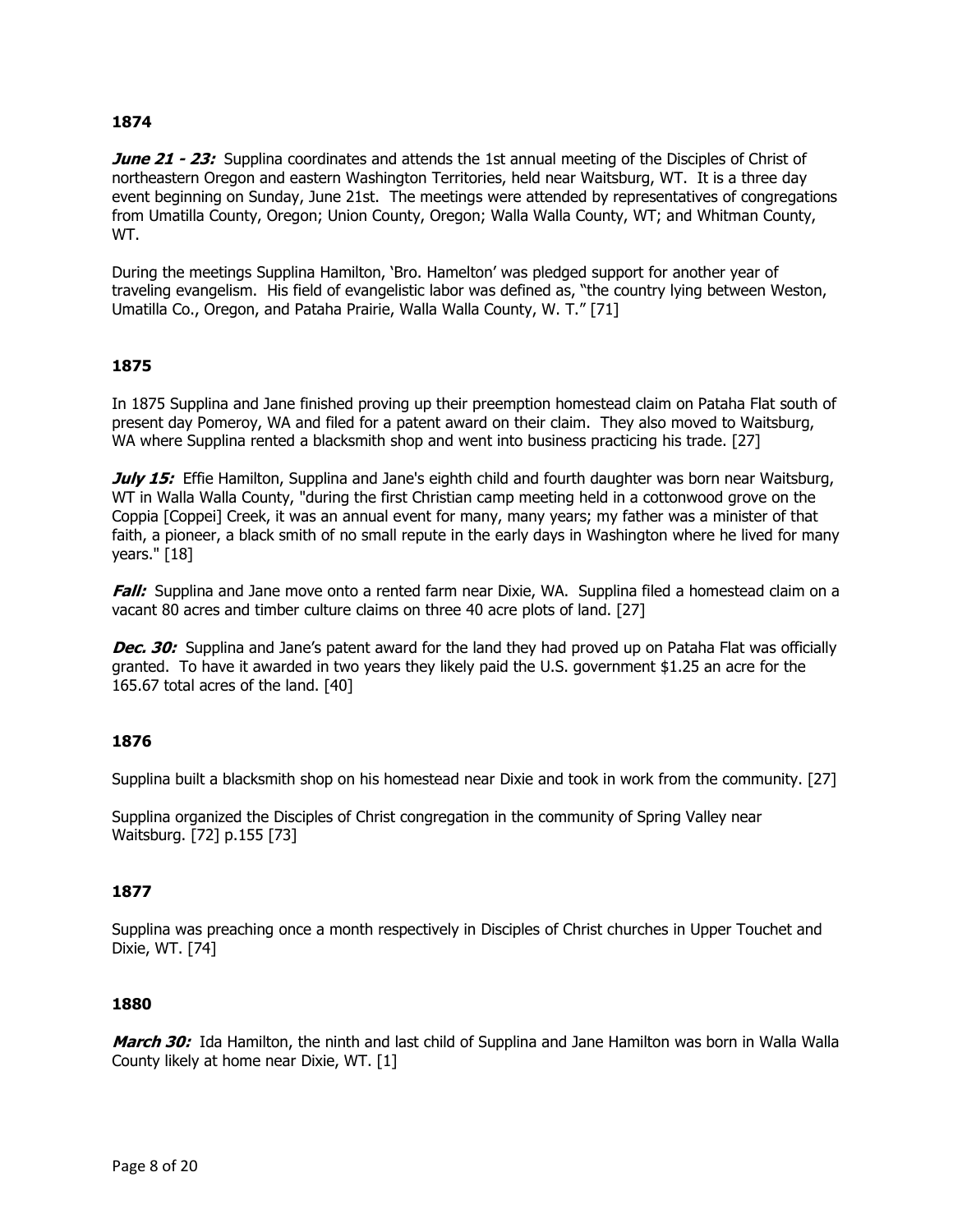## 1874

***June 21 - 23:*** Supplina coordinates and attends the 1st annual meeting of the Disciples of Christ of northeastern Oregon and eastern Washington Territories, held near Waitsburg, WT. It is a three day event beginning on Sunday, June 21st. The meetings were attended by representatives of congregations from Umatilla County, Oregon; Union County, Oregon; Walla Walla County, WT; and Whitman County, WT.

During the meetings Supplina Hamilton, 'Bro. Hamelton' was pledged support for another year of traveling evangelism. His field of evangelistic labor was defined as, "the country lying between Weston, Umatilla Co., Oregon, and Pataha Prairie, Walla Walla County, W. T." [71]

## 1875

In 1875 Supplina and Jane finished proving up their preemption homestead claim on Pataha Flat south of present day Pomeroy, WA and filed for a patent award on their claim. They also moved to Waitsburg, WA where Supplina rented a blacksmith shop and went into business practicing his trade. [27]

***July 15:*** Effie Hamilton, Supplina and Jane's eighth child and fourth daughter was born near Waitsburg, WT in Walla Walla County, "during the first Christian camp meeting held in a cottonwood grove on the Coppia [Coppei] Creek, it was an annual event for many, many years; my father was a minister of that faith, a pioneer, a black smith of no small repute in the early days in Washington where he lived for many years." [18]

***Fall:*** Supplina and Jane move onto a rented farm near Dixie, WA. Supplina filed a homestead claim on a vacant 80 acres and timber culture claims on three 40 acre plots of land. [27]

***Dec. 30:*** Supplina and Jane's patent award for the land they had proved up on Pataha Flat was officially granted. To have it awarded in two years they likely paid the U.S. government $1.25 an acre for the 165.67 total acres of the land. [40]

## 1876

Supplina built a blacksmith shop on his homestead near Dixie and took in work from the community. [27]

Supplina organized the Disciples of Christ congregation in the community of Spring Valley near Waitsburg. [72] p.155 [73]

## 1877

Supplina was preaching once a month respectively in Disciples of Christ churches in Upper Touchet and Dixie, WT. [74]

## 1880

***March 30:*** Ida Hamilton, the ninth and last child of Supplina and Jane Hamilton was born in Walla Walla County likely at home near Dixie, WT. [1]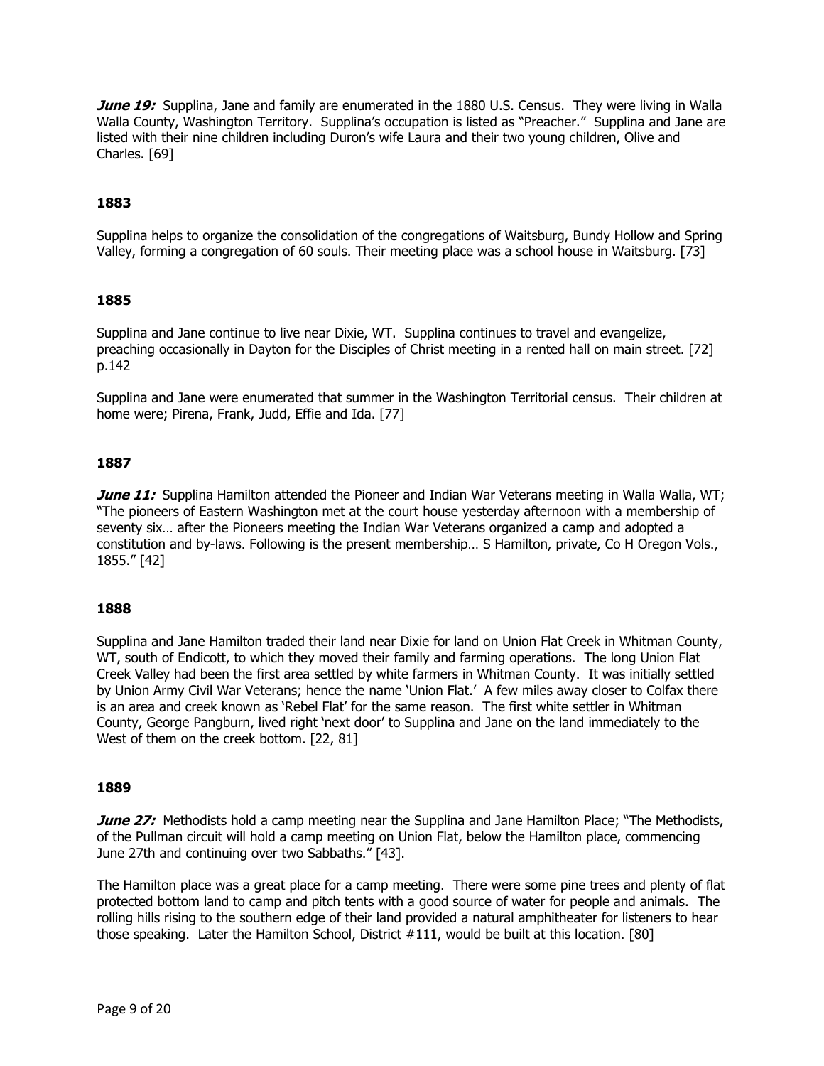***June 19:*** Supplina, Jane and family are enumerated in the 1880 U.S. Census. They were living in Walla Walla County, Washington Territory. Supplina's occupation is listed as "Preacher." Supplina and Jane are listed with their nine children including Duron's wife Laura and their two young children, Olive and Charles. [69]

**1883**

Supplina helps to organize the consolidation of the congregations of Waitsburg, Bundy Hollow and Spring Valley, forming a congregation of 60 souls. Their meeting place was a school house in Waitsburg. [73]

**1885**

Supplina and Jane continue to live near Dixie, WT. Supplina continues to travel and evangelize, preaching occasionally in Dayton for the Disciples of Christ meeting in a rented hall on main street. [72] p.142

Supplina and Jane were enumerated that summer in the Washington Territorial census. Their children at home were; Pirena, Frank, Judd, Effie and Ida. [77]

**1887**

***June 11:*** Supplina Hamilton attended the Pioneer and Indian War Veterans meeting in Walla Walla, WT; "The pioneers of Eastern Washington met at the court house yesterday afternoon with a membership of seventy six… after the Pioneers meeting the Indian War Veterans organized a camp and adopted a constitution and by-laws. Following is the present membership… S Hamilton, private, Co H Oregon Vols., 1855." [42]

**1888**

Supplina and Jane Hamilton traded their land near Dixie for land on Union Flat Creek in Whitman County, WT, south of Endicott, to which they moved their family and farming operations. The long Union Flat Creek Valley had been the first area settled by white farmers in Whitman County. It was initially settled by Union Army Civil War Veterans; hence the name 'Union Flat.' A few miles away closer to Colfax there is an area and creek known as 'Rebel Flat' for the same reason. The first white settler in Whitman County, George Pangburn, lived right 'next door' to Supplina and Jane on the land immediately to the West of them on the creek bottom. [22, 81]

**1889**

***June 27:*** Methodists hold a camp meeting near the Supplina and Jane Hamilton Place; "The Methodists, of the Pullman circuit will hold a camp meeting on Union Flat, below the Hamilton place, commencing June 27th and continuing over two Sabbaths." [43].

The Hamilton place was a great place for a camp meeting. There were some pine trees and plenty of flat protected bottom land to camp and pitch tents with a good source of water for people and animals. The rolling hills rising to the southern edge of their land provided a natural amphitheater for listeners to hear those speaking. Later the Hamilton School, District #111, would be built at this location. [80]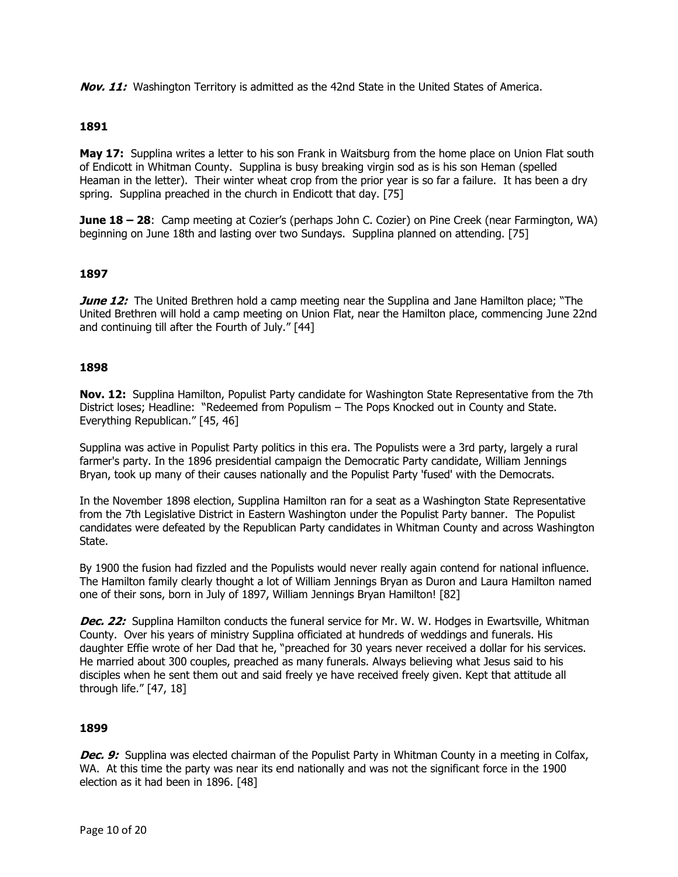***Nov. 11:*** Washington Territory is admitted as the 42nd State in the United States of America.

**1891**

**May 17:** Supplina writes a letter to his son Frank in Waitsburg from the home place on Union Flat south of Endicott in Whitman County. Supplina is busy breaking virgin sod as is his son Heman (spelled Heaman in the letter). Their winter wheat crop from the prior year is so far a failure. It has been a dry spring. Supplina preached in the church in Endicott that day. [75]

**June 18 – 28**: Camp meeting at Cozier's (perhaps John C. Cozier) on Pine Creek (near Farmington, WA) beginning on June 18th and lasting over two Sundays. Supplina planned on attending. [75]

**1897**

***June 12:*** The United Brethren hold a camp meeting near the Supplina and Jane Hamilton place; "The United Brethren will hold a camp meeting on Union Flat, near the Hamilton place, commencing June 22nd and continuing till after the Fourth of July." [44]

**1898**

**Nov. 12:** Supplina Hamilton, Populist Party candidate for Washington State Representative from the 7th District loses; Headline: "Redeemed from Populism – The Pops Knocked out in County and State. Everything Republican." [45, 46]

Supplina was active in Populist Party politics in this era. The Populists were a 3rd party, largely a rural farmer's party. In the 1896 presidential campaign the Democratic Party candidate, William Jennings Bryan, took up many of their causes nationally and the Populist Party 'fused' with the Democrats.

In the November 1898 election, Supplina Hamilton ran for a seat as a Washington State Representative from the 7th Legislative District in Eastern Washington under the Populist Party banner. The Populist candidates were defeated by the Republican Party candidates in Whitman County and across Washington State.

By 1900 the fusion had fizzled and the Populists would never really again contend for national influence. The Hamilton family clearly thought a lot of William Jennings Bryan as Duron and Laura Hamilton named one of their sons, born in July of 1897, William Jennings Bryan Hamilton! [82]

***Dec. 22:*** Supplina Hamilton conducts the funeral service for Mr. W. W. Hodges in Ewartsville, Whitman County. Over his years of ministry Supplina officiated at hundreds of weddings and funerals. His daughter Effie wrote of her Dad that he, "preached for 30 years never received a dollar for his services. He married about 300 couples, preached as many funerals. Always believing what Jesus said to his disciples when he sent them out and said freely ye have received freely given. Kept that attitude all through life." [47, 18]

**1899**

***Dec. 9:*** Supplina was elected chairman of the Populist Party in Whitman County in a meeting in Colfax, WA. At this time the party was near its end nationally and was not the significant force in the 1900 election as it had been in 1896. [48]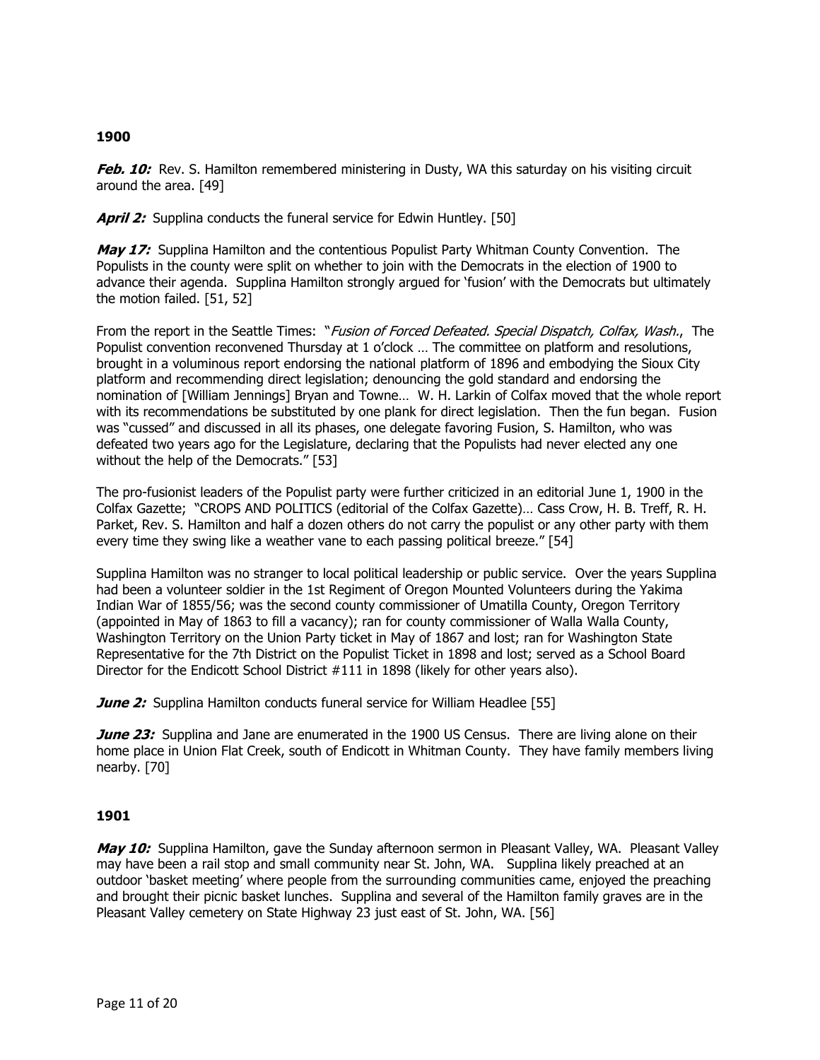**1900**

***Feb. 10:*** Rev. S. Hamilton remembered ministering in Dusty, WA this saturday on his visiting circuit around the area. [49]

***April 2:*** Supplina conducts the funeral service for Edwin Huntley. [50]

***May 17:*** Supplina Hamilton and the contentious Populist Party Whitman County Convention. The Populists in the county were split on whether to join with the Democrats in the election of 1900 to advance their agenda. Supplina Hamilton strongly argued for 'fusion' with the Democrats but ultimately the motion failed. [51, 52]

From the report in the Seattle Times: "*Fusion of Forced Defeated. Special Dispatch, Colfax, Wash.*, The Populist convention reconvened Thursday at 1 o'clock … The committee on platform and resolutions, brought in a voluminous report endorsing the national platform of 1896 and embodying the Sioux City platform and recommending direct legislation; denouncing the gold standard and endorsing the nomination of [William Jennings] Bryan and Towne… W. H. Larkin of Colfax moved that the whole report with its recommendations be substituted by one plank for direct legislation. Then the fun began. Fusion was "cussed" and discussed in all its phases, one delegate favoring Fusion, S. Hamilton, who was defeated two years ago for the Legislature, declaring that the Populists had never elected any one without the help of the Democrats." [53]

The pro-fusionist leaders of the Populist party were further criticized in an editorial June 1, 1900 in the Colfax Gazette; "CROPS AND POLITICS (editorial of the Colfax Gazette)… Cass Crow, H. B. Treff, R. H. Parket, Rev. S. Hamilton and half a dozen others do not carry the populist or any other party with them every time they swing like a weather vane to each passing political breeze." [54]

Supplina Hamilton was no stranger to local political leadership or public service. Over the years Supplina had been a volunteer soldier in the 1st Regiment of Oregon Mounted Volunteers during the Yakima Indian War of 1855/56; was the second county commissioner of Umatilla County, Oregon Territory (appointed in May of 1863 to fill a vacancy); ran for county commissioner of Walla Walla County, Washington Territory on the Union Party ticket in May of 1867 and lost; ran for Washington State Representative for the 7th District on the Populist Ticket in 1898 and lost; served as a School Board Director for the Endicott School District #111 in 1898 (likely for other years also).

***June 2:*** Supplina Hamilton conducts funeral service for William Headlee [55]

***June 23:*** Supplina and Jane are enumerated in the 1900 US Census. There are living alone on their home place in Union Flat Creek, south of Endicott in Whitman County. They have family members living nearby. [70]

**1901**

***May 10:*** Supplina Hamilton, gave the Sunday afternoon sermon in Pleasant Valley, WA. Pleasant Valley may have been a rail stop and small community near St. John, WA. Supplina likely preached at an outdoor 'basket meeting' where people from the surrounding communities came, enjoyed the preaching and brought their picnic basket lunches. Supplina and several of the Hamilton family graves are in the Pleasant Valley cemetery on State Highway 23 just east of St. John, WA. [56]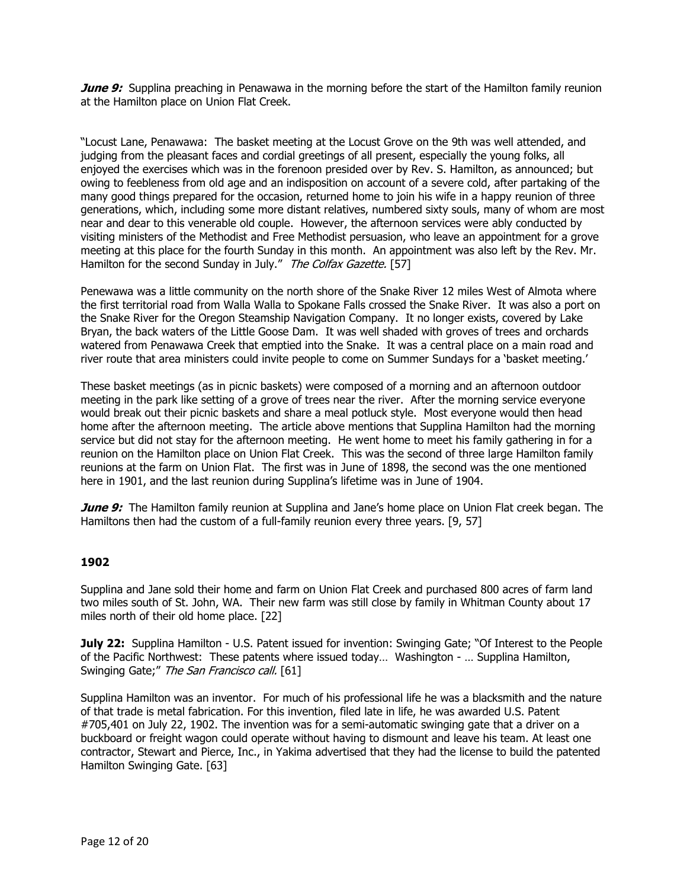***June 9:*** Supplina preaching in Penawawa in the morning before the start of the Hamilton family reunion at the Hamilton place on Union Flat Creek.

"Locust Lane, Penawawa: The basket meeting at the Locust Grove on the 9th was well attended, and judging from the pleasant faces and cordial greetings of all present, especially the young folks, all enjoyed the exercises which was in the forenoon presided over by Rev. S. Hamilton, as announced; but owing to feebleness from old age and an indisposition on account of a severe cold, after partaking of the many good things prepared for the occasion, returned home to join his wife in a happy reunion of three generations, which, including some more distant relatives, numbered sixty souls, many of whom are most near and dear to this venerable old couple. However, the afternoon services were ably conducted by visiting ministers of the Methodist and Free Methodist persuasion, who leave an appointment for a grove meeting at this place for the fourth Sunday in this month. An appointment was also left by the Rev. Mr. Hamilton for the second Sunday in July." *The Colfax Gazette.* [57]

Penewawa was a little community on the north shore of the Snake River 12 miles West of Almota where the first territorial road from Walla Walla to Spokane Falls crossed the Snake River. It was also a port on the Snake River for the Oregon Steamship Navigation Company. It no longer exists, covered by Lake Bryan, the back waters of the Little Goose Dam. It was well shaded with groves of trees and orchards watered from Penawawa Creek that emptied into the Snake. It was a central place on a main road and river route that area ministers could invite people to come on Summer Sundays for a 'basket meeting.'

These basket meetings (as in picnic baskets) were composed of a morning and an afternoon outdoor meeting in the park like setting of a grove of trees near the river. After the morning service everyone would break out their picnic baskets and share a meal potluck style. Most everyone would then head home after the afternoon meeting. The article above mentions that Supplina Hamilton had the morning service but did not stay for the afternoon meeting. He went home to meet his family gathering in for a reunion on the Hamilton place on Union Flat Creek. This was the second of three large Hamilton family reunions at the farm on Union Flat. The first was in June of 1898, the second was the one mentioned here in 1901, and the last reunion during Supplina's lifetime was in June of 1904.

***June 9:*** The Hamilton family reunion at Supplina and Jane's home place on Union Flat creek began. The Hamiltons then had the custom of a full-family reunion every three years. [9, 57]

**1902**

Supplina and Jane sold their home and farm on Union Flat Creek and purchased 800 acres of farm land two miles south of St. John, WA. Their new farm was still close by family in Whitman County about 17 miles north of their old home place. [22]

**July 22:** Supplina Hamilton - U.S. Patent issued for invention: Swinging Gate; "Of Interest to the People of the Pacific Northwest: These patents where issued today… Washington - … Supplina Hamilton, Swinging Gate;" *The San Francisco call.* [61]

Supplina Hamilton was an inventor. For much of his professional life he was a blacksmith and the nature of that trade is metal fabrication. For this invention, filed late in life, he was awarded U.S. Patent #705,401 on July 22, 1902. The invention was for a semi-automatic swinging gate that a driver on a buckboard or freight wagon could operate without having to dismount and leave his team. At least one contractor, Stewart and Pierce, Inc., in Yakima advertised that they had the license to build the patented Hamilton Swinging Gate. [63]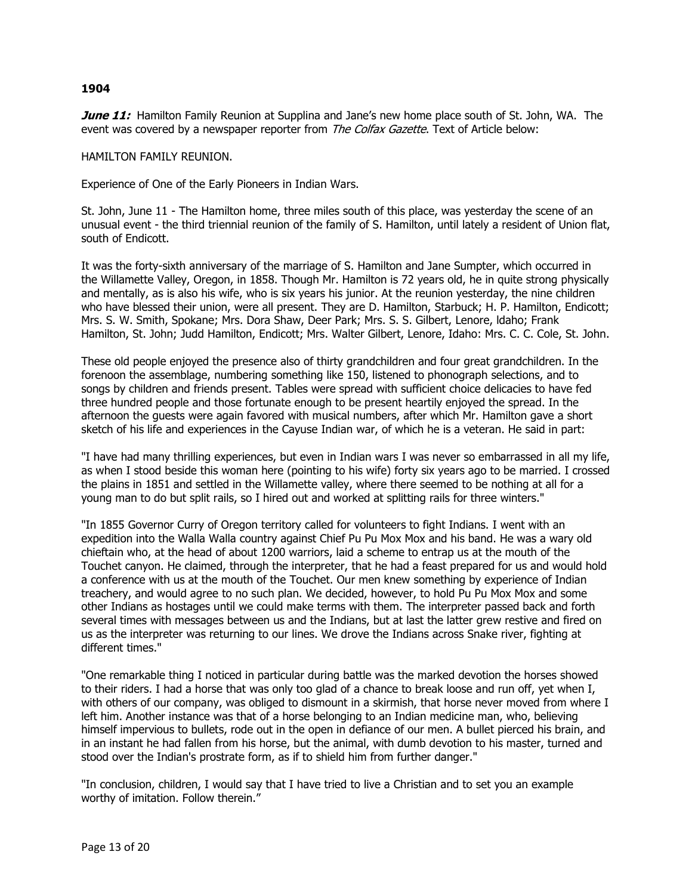**1904**

***June 11:*** Hamilton Family Reunion at Supplina and Jane's new home place south of St. John, WA. The event was covered by a newspaper reporter from *The Colfax Gazette*. Text of Article below:

HAMILTON FAMILY REUNION.

Experience of One of the Early Pioneers in Indian Wars.

St. John, June 11 - The Hamilton home, three miles south of this place, was yesterday the scene of an unusual event - the third triennial reunion of the family of S. Hamilton, until lately a resident of Union flat, south of Endicott.

It was the forty-sixth anniversary of the marriage of S. Hamilton and Jane Sumpter, which occurred in the Willamette Valley, Oregon, in 1858. Though Mr. Hamilton is 72 years old, he in quite strong physically and mentally, as is also his wife, who is six years his junior. At the reunion yesterday, the nine children who have blessed their union, were all present. They are D. Hamilton, Starbuck; H. P. Hamilton, Endicott; Mrs. S. W. Smith, Spokane; Mrs. Dora Shaw, Deer Park; Mrs. S. S. Gilbert, Lenore, Idaho; Frank Hamilton, St. John; Judd Hamilton, Endicott; Mrs. Walter Gilbert, Lenore, Idaho: Mrs. C. C. Cole, St. John.

These old people enjoyed the presence also of thirty grandchildren and four great grandchildren. In the forenoon the assemblage, numbering something like 150, listened to phonograph selections, and to songs by children and friends present. Tables were spread with sufficient choice delicacies to have fed three hundred people and those fortunate enough to be present heartily enjoyed the spread. In the afternoon the guests were again favored with musical numbers, after which Mr. Hamilton gave a short sketch of his life and experiences in the Cayuse Indian war, of which he is a veteran. He said in part:

"I have had many thrilling experiences, but even in Indian wars I was never so embarrassed in all my life, as when I stood beside this woman here (pointing to his wife) forty six years ago to be married. I crossed the plains in 1851 and settled in the Willamette valley, where there seemed to be nothing at all for a young man to do but split rails, so I hired out and worked at splitting rails for three winters."

"In 1855 Governor Curry of Oregon territory called for volunteers to fight Indians. I went with an expedition into the Walla Walla country against Chief Pu Pu Mox Mox and his band. He was a wary old chieftain who, at the head of about 1200 warriors, laid a scheme to entrap us at the mouth of the Touchet canyon. He claimed, through the interpreter, that he had a feast prepared for us and would hold a conference with us at the mouth of the Touchet. Our men knew something by experience of Indian treachery, and would agree to no such plan. We decided, however, to hold Pu Pu Mox Mox and some other Indians as hostages until we could make terms with them. The interpreter passed back and forth several times with messages between us and the Indians, but at last the latter grew restive and fired on us as the interpreter was returning to our lines. We drove the Indians across Snake river, fighting at different times."

"One remarkable thing I noticed in particular during battle was the marked devotion the horses showed to their riders. I had a horse that was only too glad of a chance to break loose and run off, yet when I, with others of our company, was obliged to dismount in a skirmish, that horse never moved from where I left him. Another instance was that of a horse belonging to an Indian medicine man, who, believing himself impervious to bullets, rode out in the open in defiance of our men. A bullet pierced his brain, and in an instant he had fallen from his horse, but the animal, with dumb devotion to his master, turned and stood over the Indian's prostrate form, as if to shield him from further danger."

"In conclusion, children, I would say that I have tried to live a Christian and to set you an example worthy of imitation. Follow therein."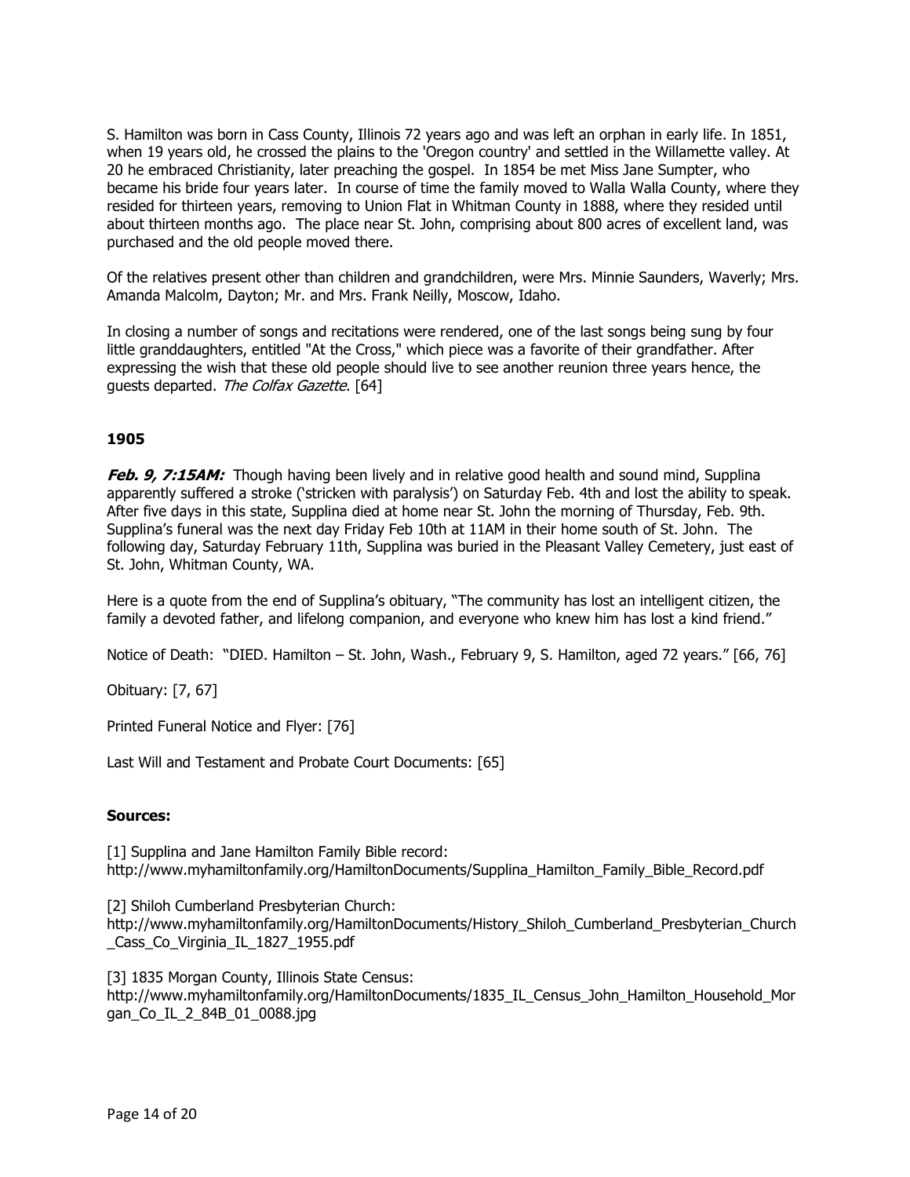S. Hamilton was born in Cass County, Illinois 72 years ago and was left an orphan in early life. In 1851, when 19 years old, he crossed the plains to the 'Oregon country' and settled in the Willamette valley. At 20 he embraced Christianity, later preaching the gospel. In 1854 be met Miss Jane Sumpter, who became his bride four years later. In course of time the family moved to Walla Walla County, where they resided for thirteen years, removing to Union Flat in Whitman County in 1888, where they resided until about thirteen months ago. The place near St. John, comprising about 800 acres of excellent land, was purchased and the old people moved there.

Of the relatives present other than children and grandchildren, were Mrs. Minnie Saunders, Waverly; Mrs. Amanda Malcolm, Dayton; Mr. and Mrs. Frank Neilly, Moscow, Idaho.

In closing a number of songs and recitations were rendered, one of the last songs being sung by four little granddaughters, entitled "At the Cross," which piece was a favorite of their grandfather. After expressing the wish that these old people should live to see another reunion three years hence, the guests departed. *The Colfax Gazette*. [64]

**1905**

***Feb. 9, 7:15AM:*** Though having been lively and in relative good health and sound mind, Supplina apparently suffered a stroke ('stricken with paralysis') on Saturday Feb. 4th and lost the ability to speak. After five days in this state, Supplina died at home near St. John the morning of Thursday, Feb. 9th. Supplina's funeral was the next day Friday Feb 10th at 11AM in their home south of St. John. The following day, Saturday February 11th, Supplina was buried in the Pleasant Valley Cemetery, just east of St. John, Whitman County, WA.

Here is a quote from the end of Supplina's obituary, "The community has lost an intelligent citizen, the family a devoted father, and lifelong companion, and everyone who knew him has lost a kind friend."

Notice of Death: "DIED. Hamilton – St. John, Wash., February 9, S. Hamilton, aged 72 years." [66, 76]

Obituary: [7, 67]

Printed Funeral Notice and Flyer: [76]

Last Will and Testament and Probate Court Documents: [65]

**Sources:**

[1] Supplina and Jane Hamilton Family Bible record:
http://www.myhamiltonfamily.org/HamiltonDocuments/Supplina_Hamilton_Family_Bible_Record.pdf

[2] Shiloh Cumberland Presbyterian Church:
http://www.myhamiltonfamily.org/HamiltonDocuments/History_Shiloh_Cumberland_Presbyterian_Church_Cass_Co_Virginia_IL_1827_1955.pdf

[3] 1835 Morgan County, Illinois State Census:
http://www.myhamiltonfamily.org/HamiltonDocuments/1835_IL_Census_John_Hamilton_Household_Morgan_Co_IL_2_84B_01_0088.jpg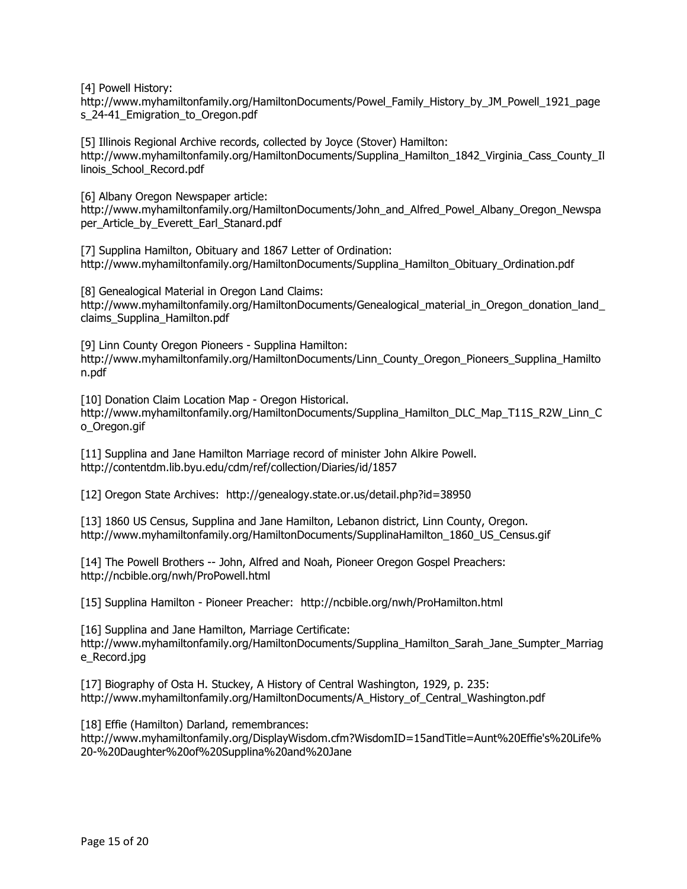[4] Powell History:
http://www.myhamiltonfamily.org/HamiltonDocuments/Powel_Family_History_by_JM_Powell_1921_pages_24-41_Emigration_to_Oregon.pdf

[5] Illinois Regional Archive records, collected by Joyce (Stover) Hamilton:
http://www.myhamiltonfamily.org/HamiltonDocuments/Supplina_Hamilton_1842_Virginia_Cass_County_Illinois_School_Record.pdf

[6] Albany Oregon Newspaper article:
http://www.myhamiltonfamily.org/HamiltonDocuments/John_and_Alfred_Powel_Albany_Oregon_Newspaper_Article_by_Everett_Earl_Stanard.pdf

[7] Supplina Hamilton, Obituary and 1867 Letter of Ordination:
http://www.myhamiltonfamily.org/HamiltonDocuments/Supplina_Hamilton_Obituary_Ordination.pdf

[8] Genealogical Material in Oregon Land Claims:
http://www.myhamiltonfamily.org/HamiltonDocuments/Genealogical_material_in_Oregon_donation_land_claims_Supplina_Hamilton.pdf

[9] Linn County Oregon Pioneers - Supplina Hamilton:
http://www.myhamiltonfamily.org/HamiltonDocuments/Linn_County_Oregon_Pioneers_Supplina_Hamilton.pdf

[10] Donation Claim Location Map - Oregon Historical.
http://www.myhamiltonfamily.org/HamiltonDocuments/Supplina_Hamilton_DLC_Map_T11S_R2W_Linn_Co_Oregon.gif

[11] Supplina and Jane Hamilton Marriage record of minister John Alkire Powell.
http://contentdm.lib.byu.edu/cdm/ref/collection/Diaries/id/1857

[12] Oregon State Archives: http://genealogy.state.or.us/detail.php?id=38950

[13] 1860 US Census, Supplina and Jane Hamilton, Lebanon district, Linn County, Oregon.
http://www.myhamiltonfamily.org/HamiltonDocuments/SupplinaHamilton_1860_US_Census.gif

[14] The Powell Brothers -- John, Alfred and Noah, Pioneer Oregon Gospel Preachers:
http://ncbible.org/nwh/ProPowell.html

[15] Supplina Hamilton - Pioneer Preacher: http://ncbible.org/nwh/ProHamilton.html

[16] Supplina and Jane Hamilton, Marriage Certificate:
http://www.myhamiltonfamily.org/HamiltonDocuments/Supplina_Hamilton_Sarah_Jane_Sumpter_Marriage_Record.jpg

[17] Biography of Osta H. Stuckey, A History of Central Washington, 1929, p. 235:
http://www.myhamiltonfamily.org/HamiltonDocuments/A_History_of_Central_Washington.pdf

[18] Effie (Hamilton) Darland, remembrances:
http://www.myhamiltonfamily.org/DisplayWisdom.cfm?WisdomID=15andTitle=Aunt%20Effie's%20Life%20-%20Daughter%20of%20Supplina%20and%20Jane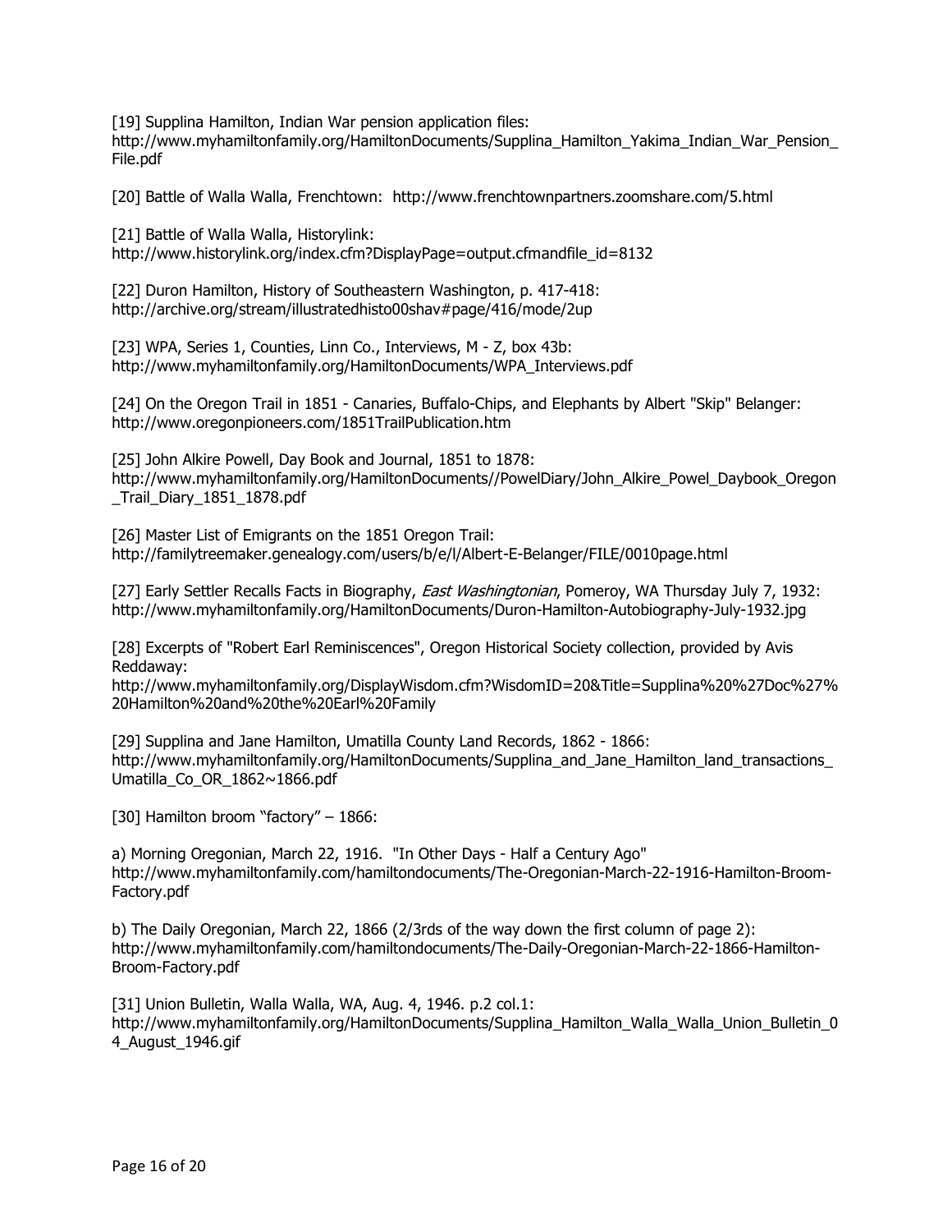[19] Supplina Hamilton, Indian War pension application files:
http://www.myhamiltonfamily.org/HamiltonDocuments/Supplina_Hamilton_Yakima_Indian_War_Pension_File.pdf

[20] Battle of Walla Walla, Frenchtown: http://www.frenchtownpartners.zoomshare.com/5.html

[21] Battle of Walla Walla, Historylink:
http://www.historylink.org/index.cfm?DisplayPage=output.cfmandfile_id=8132

[22] Duron Hamilton, History of Southeastern Washington, p. 417-418:
http://archive.org/stream/illustratedhisto00shav#page/416/mode/2up

[23] WPA, Series 1, Counties, Linn Co., Interviews, M - Z, box 43b:
http://www.myhamiltonfamily.org/HamiltonDocuments/WPA_Interviews.pdf

[24] On the Oregon Trail in 1851 - Canaries, Buffalo-Chips, and Elephants by Albert "Skip" Belanger:
http://www.oregonpioneers.com/1851TrailPublication.htm

[25] John Alkire Powell, Day Book and Journal, 1851 to 1878:
http://www.myhamiltonfamily.org/HamiltonDocuments//PowelDiary/John_Alkire_Powel_Daybook_Oregon_Trail_Diary_1851_1878.pdf

[26] Master List of Emigrants on the 1851 Oregon Trail:
http://familytreemaker.genealogy.com/users/b/e/l/Albert-E-Belanger/FILE/0010page.html

[27] Early Settler Recalls Facts in Biography, *East Washingtonian*, Pomeroy, WA Thursday July 7, 1932:
http://www.myhamiltonfamily.org/HamiltonDocuments/Duron-Hamilton-Autobiography-July-1932.jpg

[28] Excerpts of "Robert Earl Reminiscences", Oregon Historical Society collection, provided by Avis Reddaway:
http://www.myhamiltonfamily.org/DisplayWisdom.cfm?WisdomID=20&Title=Supplina%20%27Doc%27%20Hamilton%20and%20the%20Earl%20Family

[29] Supplina and Jane Hamilton, Umatilla County Land Records, 1862 - 1866:
http://www.myhamiltonfamily.org/HamiltonDocuments/Supplina_and_Jane_Hamilton_land_transactions_Umatilla_Co_OR_1862~1866.pdf

[30] Hamilton broom "factory" – 1866:

a) Morning Oregonian, March 22, 1916. "In Other Days - Half a Century Ago"
http://www.myhamiltonfamily.com/hamiltondocuments/The-Oregonian-March-22-1916-Hamilton-Broom-Factory.pdf

b) The Daily Oregonian, March 22, 1866 (2/3rds of the way down the first column of page 2):
http://www.myhamiltonfamily.com/hamiltondocuments/The-Daily-Oregonian-March-22-1866-Hamilton-Broom-Factory.pdf

[31] Union Bulletin, Walla Walla, WA, Aug. 4, 1946. p.2 col.1:
http://www.myhamiltonfamily.org/HamiltonDocuments/Supplina_Hamilton_Walla_Walla_Union_Bulletin_04_August_1946.gif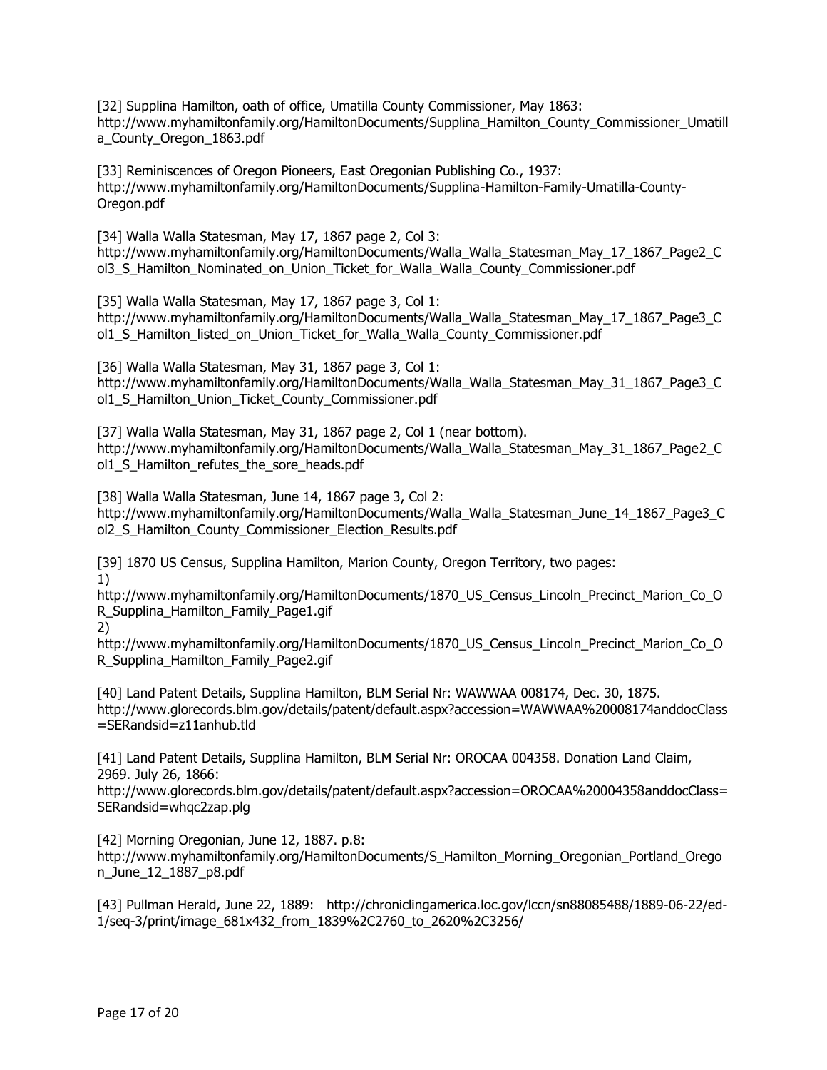[32] Supplina Hamilton, oath of office, Umatilla County Commissioner, May 1863:
http://www.myhamiltonfamily.org/HamiltonDocuments/Supplina_Hamilton_County_Commissioner_Umatilla_County_Oregon_1863.pdf

[33] Reminiscences of Oregon Pioneers, East Oregonian Publishing Co., 1937:
http://www.myhamiltonfamily.org/HamiltonDocuments/Supplina-Hamilton-Family-Umatilla-County-Oregon.pdf

[34] Walla Walla Statesman, May 17, 1867 page 2, Col 3:
http://www.myhamiltonfamily.org/HamiltonDocuments/Walla_Walla_Statesman_May_17_1867_Page2_Col3_S_Hamilton_Nominated_on_Union_Ticket_for_Walla_Walla_County_Commissioner.pdf

[35] Walla Walla Statesman, May 17, 1867 page 3, Col 1:
http://www.myhamiltonfamily.org/HamiltonDocuments/Walla_Walla_Statesman_May_17_1867_Page3_Col1_S_Hamilton_listed_on_Union_Ticket_for_Walla_Walla_County_Commissioner.pdf

[36] Walla Walla Statesman, May 31, 1867 page 3, Col 1:
http://www.myhamiltonfamily.org/HamiltonDocuments/Walla_Walla_Statesman_May_31_1867_Page3_Col1_S_Hamilton_Union_Ticket_County_Commissioner.pdf

[37] Walla Walla Statesman, May 31, 1867 page 2, Col 1 (near bottom).
http://www.myhamiltonfamily.org/HamiltonDocuments/Walla_Walla_Statesman_May_31_1867_Page2_Col1_S_Hamilton_refutes_the_sore_heads.pdf

[38] Walla Walla Statesman, June 14, 1867 page 3, Col 2:
http://www.myhamiltonfamily.org/HamiltonDocuments/Walla_Walla_Statesman_June_14_1867_Page3_Col2_S_Hamilton_County_Commissioner_Election_Results.pdf

[39] 1870 US Census, Supplina Hamilton, Marion County, Oregon Territory, two pages:
1)
http://www.myhamiltonfamily.org/HamiltonDocuments/1870_US_Census_Lincoln_Precinct_Marion_Co_OR_Supplina_Hamilton_Family_Page1.gif
2)
http://www.myhamiltonfamily.org/HamiltonDocuments/1870_US_Census_Lincoln_Precinct_Marion_Co_OR_Supplina_Hamilton_Family_Page2.gif

[40] Land Patent Details, Supplina Hamilton, BLM Serial Nr: WAWWAA 008174, Dec. 30, 1875.
http://www.glorecords.blm.gov/details/patent/default.aspx?accession=WAWWAA%20008174anddocClass=SERandsid=z11anhub.tld

[41] Land Patent Details, Supplina Hamilton, BLM Serial Nr: OROCAA 004358. Donation Land Claim, 2969. July 26, 1866:
http://www.glorecords.blm.gov/details/patent/default.aspx?accession=OROCAA%20004358anddocClass=SERandsid=whqc2zap.plg

[42] Morning Oregonian, June 12, 1887. p.8:
http://www.myhamiltonfamily.org/HamiltonDocuments/S_Hamilton_Morning_Oregonian_Portland_Oregon_June_12_1887_p8.pdf

[43] Pullman Herald, June 22, 1889: http://chroniclingamerica.loc.gov/lccn/sn88085488/1889-06-22/ed-1/seq-3/print/image_681x432_from_1839%2C2760_to_2620%2C3256/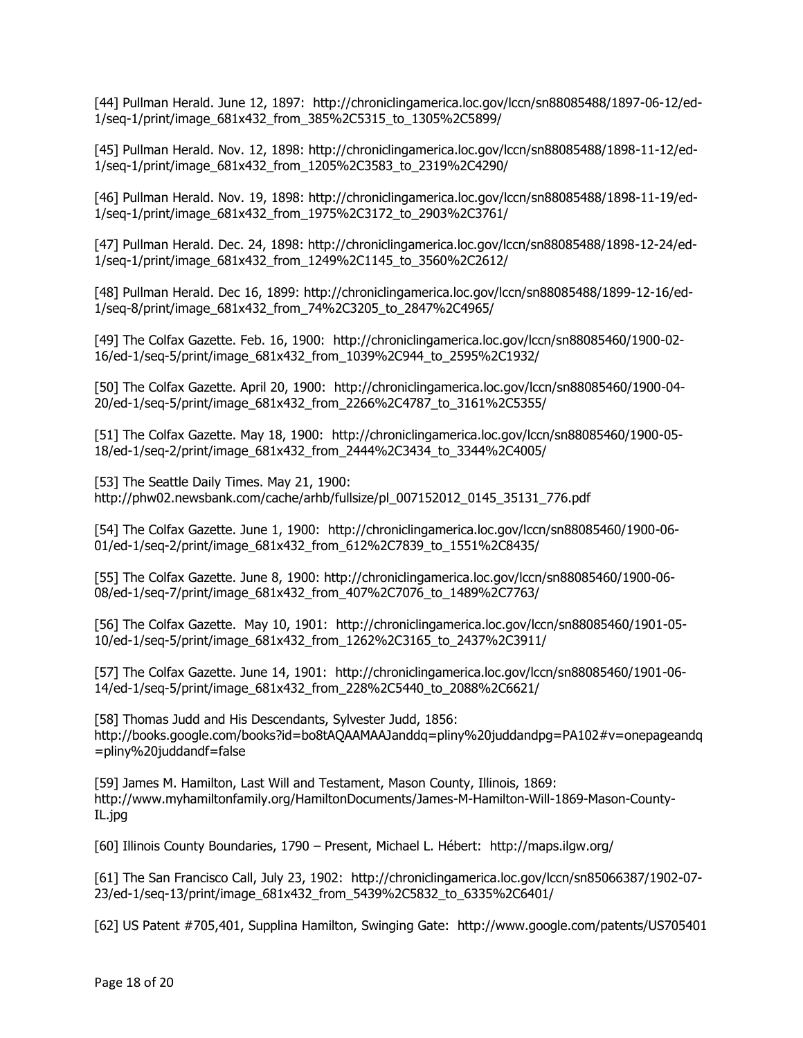[44] Pullman Herald. June 12, 1897: http://chroniclingamerica.loc.gov/lccn/sn88085488/1897-06-12/ed-1/seq-1/print/image_681x432_from_385%2C5315_to_1305%2C5899/

[45] Pullman Herald. Nov. 12, 1898: http://chroniclingamerica.loc.gov/lccn/sn88085488/1898-11-12/ed-1/seq-1/print/image_681x432_from_1205%2C3583_to_2319%2C4290/

[46] Pullman Herald. Nov. 19, 1898: http://chroniclingamerica.loc.gov/lccn/sn88085488/1898-11-19/ed-1/seq-1/print/image_681x432_from_1975%2C3172_to_2903%2C3761/

[47] Pullman Herald. Dec. 24, 1898: http://chroniclingamerica.loc.gov/lccn/sn88085488/1898-12-24/ed-1/seq-1/print/image_681x432_from_1249%2C1145_to_3560%2C2612/

[48] Pullman Herald. Dec 16, 1899: http://chroniclingamerica.loc.gov/lccn/sn88085488/1899-12-16/ed-1/seq-8/print/image_681x432_from_74%2C3205_to_2847%2C4965/

[49] The Colfax Gazette. Feb. 16, 1900: http://chroniclingamerica.loc.gov/lccn/sn88085460/1900-02-16/ed-1/seq-5/print/image_681x432_from_1039%2C944_to_2595%2C1932/

[50] The Colfax Gazette. April 20, 1900: http://chroniclingamerica.loc.gov/lccn/sn88085460/1900-04-20/ed-1/seq-5/print/image_681x432_from_2266%2C4787_to_3161%2C5355/

[51] The Colfax Gazette. May 18, 1900: http://chroniclingamerica.loc.gov/lccn/sn88085460/1900-05-18/ed-1/seq-2/print/image_681x432_from_2444%2C3434_to_3344%2C4005/

[53] The Seattle Daily Times. May 21, 1900: http://phw02.newsbank.com/cache/arhb/fullsize/pl_007152012_0145_35131_776.pdf

[54] The Colfax Gazette. June 1, 1900: http://chroniclingamerica.loc.gov/lccn/sn88085460/1900-06-01/ed-1/seq-2/print/image_681x432_from_612%2C7839_to_1551%2C8435/

[55] The Colfax Gazette. June 8, 1900: http://chroniclingamerica.loc.gov/lccn/sn88085460/1900-06-08/ed-1/seq-7/print/image_681x432_from_407%2C7076_to_1489%2C7763/

[56] The Colfax Gazette. May 10, 1901: http://chroniclingamerica.loc.gov/lccn/sn88085460/1901-05-10/ed-1/seq-5/print/image_681x432_from_1262%2C3165_to_2437%2C3911/

[57] The Colfax Gazette. June 14, 1901: http://chroniclingamerica.loc.gov/lccn/sn88085460/1901-06-14/ed-1/seq-5/print/image_681x432_from_228%2C5440_to_2088%2C6621/

[58] Thomas Judd and His Descendants, Sylvester Judd, 1856: http://books.google.com/books?id=bo8tAQAAMAAJanddq=pliny%20juddandpg=PA102#v=onepageandq=pliny%20juddandf=false

[59] James M. Hamilton, Last Will and Testament, Mason County, Illinois, 1869: http://www.myhamiltonfamily.org/HamiltonDocuments/James-M-Hamilton-Will-1869-Mason-County-IL.jpg

[60] Illinois County Boundaries, 1790 – Present, Michael L. Hébert: http://maps.ilgw.org/

[61] The San Francisco Call, July 23, 1902: http://chroniclingamerica.loc.gov/lccn/sn85066387/1902-07-23/ed-1/seq-13/print/image_681x432_from_5439%2C5832_to_6335%2C6401/

[62] US Patent #705,401, Supplina Hamilton, Swinging Gate: http://www.google.com/patents/US705401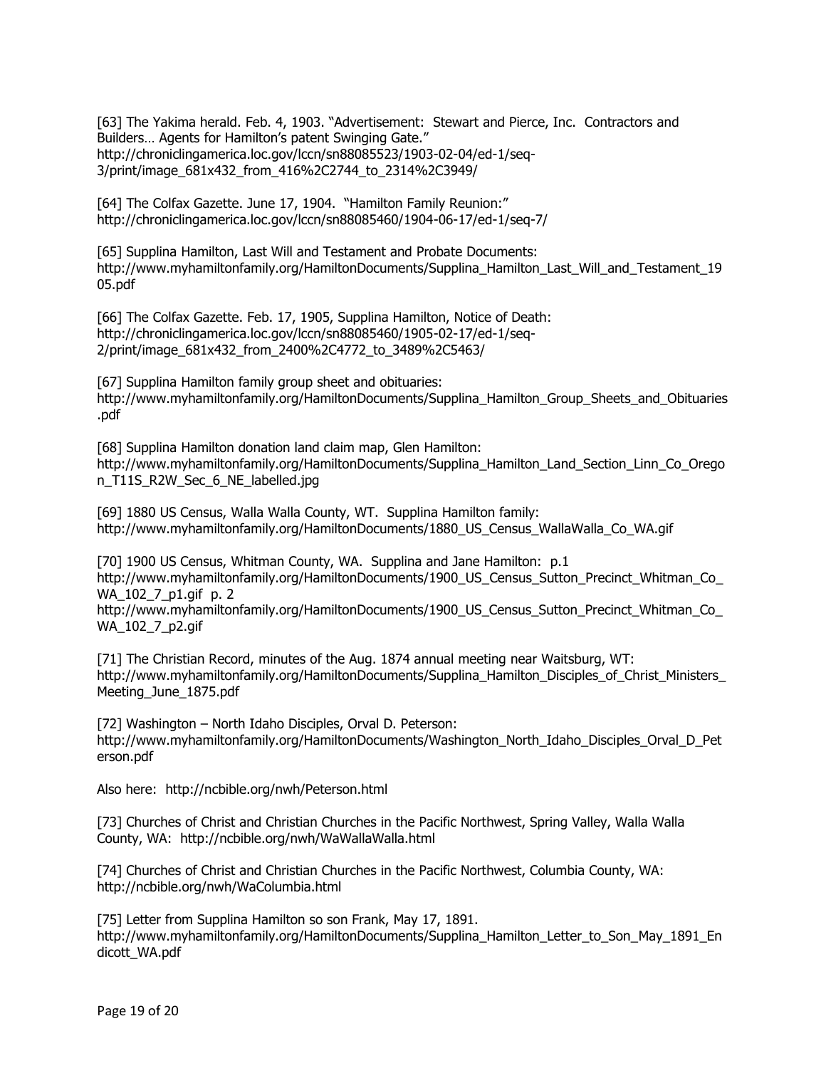[63] The Yakima herald. Feb. 4, 1903. "Advertisement: Stewart and Pierce, Inc. Contractors and Builders… Agents for Hamilton's patent Swinging Gate." http://chroniclingamerica.loc.gov/lccn/sn88085523/1903-02-04/ed-1/seq-3/print/image_681x432_from_416%2C2744_to_2314%2C3949/

[64] The Colfax Gazette. June 17, 1904. "Hamilton Family Reunion:" http://chroniclingamerica.loc.gov/lccn/sn88085460/1904-06-17/ed-1/seq-7/

[65] Supplina Hamilton, Last Will and Testament and Probate Documents: http://www.myhamiltonfamily.org/HamiltonDocuments/Supplina_Hamilton_Last_Will_and_Testament_1905.pdf

[66] The Colfax Gazette. Feb. 17, 1905, Supplina Hamilton, Notice of Death: http://chroniclingamerica.loc.gov/lccn/sn88085460/1905-02-17/ed-1/seq-2/print/image_681x432_from_2400%2C4772_to_3489%2C5463/

[67] Supplina Hamilton family group sheet and obituaries: http://www.myhamiltonfamily.org/HamiltonDocuments/Supplina_Hamilton_Group_Sheets_and_Obituaries.pdf

[68] Supplina Hamilton donation land claim map, Glen Hamilton: http://www.myhamiltonfamily.org/HamiltonDocuments/Supplina_Hamilton_Land_Section_Linn_Co_Oregon_T11S_R2W_Sec_6_NE_labelled.jpg

[69] 1880 US Census, Walla Walla County, WT. Supplina Hamilton family: http://www.myhamiltonfamily.org/HamiltonDocuments/1880_US_Census_WallaWalla_Co_WA.gif

[70] 1900 US Census, Whitman County, WA. Supplina and Jane Hamilton: p.1 http://www.myhamiltonfamily.org/HamiltonDocuments/1900_US_Census_Sutton_Precinct_Whitman_Co_WA_102_7_p1.gif p. 2 http://www.myhamiltonfamily.org/HamiltonDocuments/1900_US_Census_Sutton_Precinct_Whitman_Co_WA_102_7_p2.gif

[71] The Christian Record, minutes of the Aug. 1874 annual meeting near Waitsburg, WT: http://www.myhamiltonfamily.org/HamiltonDocuments/Supplina_Hamilton_Disciples_of_Christ_Ministers_Meeting_June_1875.pdf

[72] Washington – North Idaho Disciples, Orval D. Peterson: http://www.myhamiltonfamily.org/HamiltonDocuments/Washington_North_Idaho_Disciples_Orval_D_Peterson.pdf

Also here: http://ncbible.org/nwh/Peterson.html

[73] Churches of Christ and Christian Churches in the Pacific Northwest, Spring Valley, Walla Walla County, WA: http://ncbible.org/nwh/WaWallaWalla.html

[74] Churches of Christ and Christian Churches in the Pacific Northwest, Columbia County, WA: http://ncbible.org/nwh/WaColumbia.html

[75] Letter from Supplina Hamilton so son Frank, May 17, 1891. http://www.myhamiltonfamily.org/HamiltonDocuments/Supplina_Hamilton_Letter_to_Son_May_1891_Endicott_WA.pdf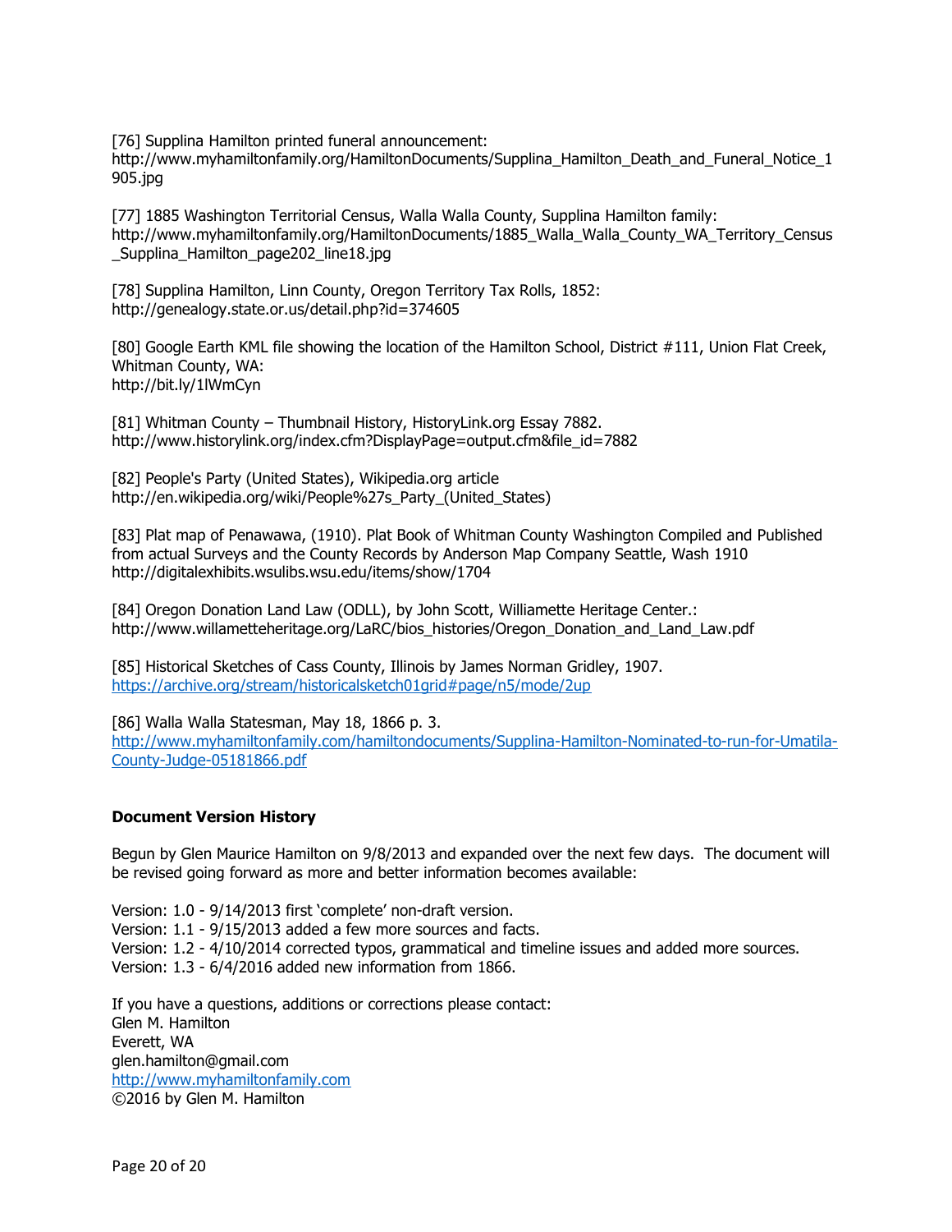[76] Supplina Hamilton printed funeral announcement:
http://www.myhamiltonfamily.org/HamiltonDocuments/Supplina_Hamilton_Death_and_Funeral_Notice_1905.jpg

[77] 1885 Washington Territorial Census, Walla Walla County, Supplina Hamilton family:
http://www.myhamiltonfamily.org/HamiltonDocuments/1885_Walla_Walla_County_WA_Territory_Census_Supplina_Hamilton_page202_line18.jpg

[78] Supplina Hamilton, Linn County, Oregon Territory Tax Rolls, 1852:
http://genealogy.state.or.us/detail.php?id=374605

[80] Google Earth KML file showing the location of the Hamilton School, District #111, Union Flat Creek, Whitman County, WA:
http://bit.ly/1lWmCyn

[81] Whitman County – Thumbnail History, HistoryLink.org Essay 7882.
http://www.historylink.org/index.cfm?DisplayPage=output.cfm&file_id=7882

[82] People's Party (United States), Wikipedia.org article
http://en.wikipedia.org/wiki/People%27s_Party_(United_States)

[83] Plat map of Penawawa, (1910). Plat Book of Whitman County Washington Compiled and Published from actual Surveys and the County Records by Anderson Map Company Seattle, Wash 1910
http://digitalexhibits.wsulibs.wsu.edu/items/show/1704

[84] Oregon Donation Land Law (ODLL), by John Scott, Williamette Heritage Center.:
http://www.willametteheritage.org/LaRC/bios_histories/Oregon_Donation_and_Land_Law.pdf

[85] Historical Sketches of Cass County, Illinois by James Norman Gridley, 1907.
https://archive.org/stream/historicalsketch01grid#page/n5/mode/2up

[86] Walla Walla Statesman, May 18, 1866 p. 3.
http://www.myhamiltonfamily.com/hamiltondocuments/Supplina-Hamilton-Nominated-to-run-for-Umatila-County-Judge-05181866.pdf

**Document Version History**

Begun by Glen Maurice Hamilton on 9/8/2013 and expanded over the next few days. The document will be revised going forward as more and better information becomes available:

Version: 1.0 - 9/14/2013 first 'complete' non-draft version.
Version: 1.1 - 9/15/2013 added a few more sources and facts.
Version: 1.2 - 4/10/2014 corrected typos, grammatical and timeline issues and added more sources.
Version: 1.3 - 6/4/2016 added new information from 1866.

If you have a questions, additions or corrections please contact:
Glen M. Hamilton
Everett, WA
glen.hamilton@gmail.com
http://www.myhamiltonfamily.com
©2016 by Glen M. Hamilton